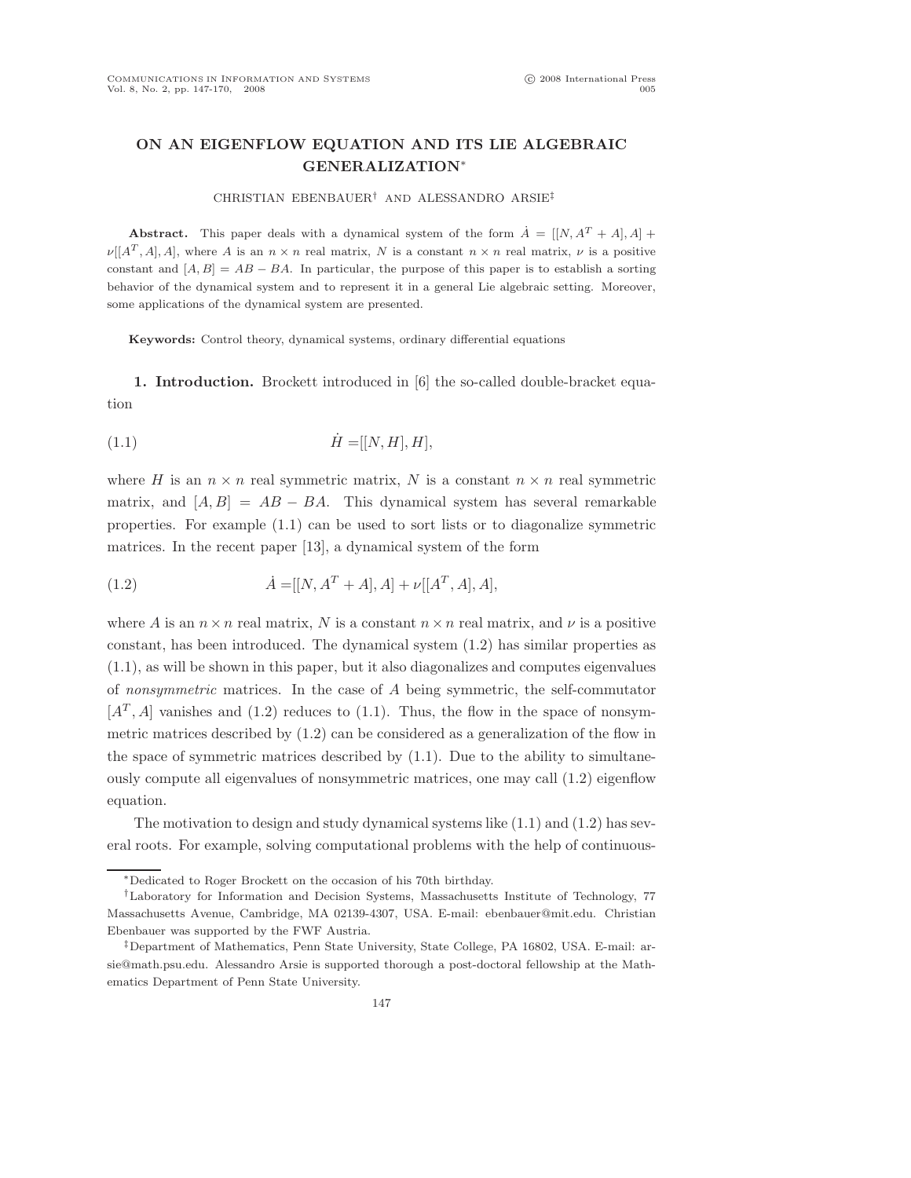# ON AN EIGENFLOW EQUATION AND ITS LIE ALGEBRAIC GENERALIZATION*

CHRISTIAN EBENBAUER† AND ALESSANDRO ARSIE‡

**Abstract.** This paper deals with a dynamical system of the form $\dot{A} = [[N, A^T + A], A] + \nu[[A^T, A], A]$, where $A$ is an $n \times n$ real matrix, $N$ is a constant $n \times n$ real matrix, $\nu$ is a positive constant and $[A, B] = AB - BA$. In particular, the purpose of this paper is to establish a sorting behavior of the dynamical system and to represent it in a general Lie algebraic setting. Moreover, some applications of the dynamical system are presented.

**Keywords:** Control theory, dynamical systems, ordinary differential equations

**1. Introduction.** Brockett introduced in [6] the so-called double-bracket equation

$$\dot{H} = [[N, H], H], \tag{1.1}$$

where $H$ is an $n \times n$ real symmetric matrix, $N$ is a constant $n \times n$ real symmetric matrix, and $[A, B] = AB - BA$. This dynamical system has several remarkable properties. For example (1.1) can be used to sort lists or to diagonalize symmetric matrices. In the recent paper [13], a dynamical system of the form

$$\dot{A} = [[N, A^T + A], A] + \nu[[A^T, A], A], \tag{1.2}$$

where $A$ is an $n \times n$ real matrix, $N$ is a constant $n \times n$ real matrix, and $\nu$ is a positive constant, has been introduced. The dynamical system (1.2) has similar properties as (1.1), as will be shown in this paper, but it also diagonalizes and computes eigenvalues of *nonsymmetric* matrices. In the case of $A$ being symmetric, the self-commutator $[A^T, A]$ vanishes and (1.2) reduces to (1.1). Thus, the flow in the space of nonsymmetric matrices described by (1.2) can be considered as a generalization of the flow in the space of symmetric matrices described by (1.1). Due to the ability to simultaneously compute all eigenvalues of nonsymmetric matrices, one may call (1.2) eigenflow equation.

The motivation to design and study dynamical systems like (1.1) and (1.2) has several roots. For example, solving computational problems with the help of continuous-

*Dedicated to Roger Brockett on the occasion of his 70th birthday.

†Laboratory for Information and Decision Systems, Massachusetts Institute of Technology, 77 Massachusetts Avenue, Cambridge, MA 02139-4307, USA. E-mail: ebenbauer@mit.edu. Christian Ebenbauer was supported by the FWF Austria.

‡Department of Mathematics, Penn State University, State College, PA 16802, USA. E-mail: arsie@math.psu.edu. Alessandro Arsie is supported thorough a post-doctoral fellowship at the Mathematics Department of Penn State University.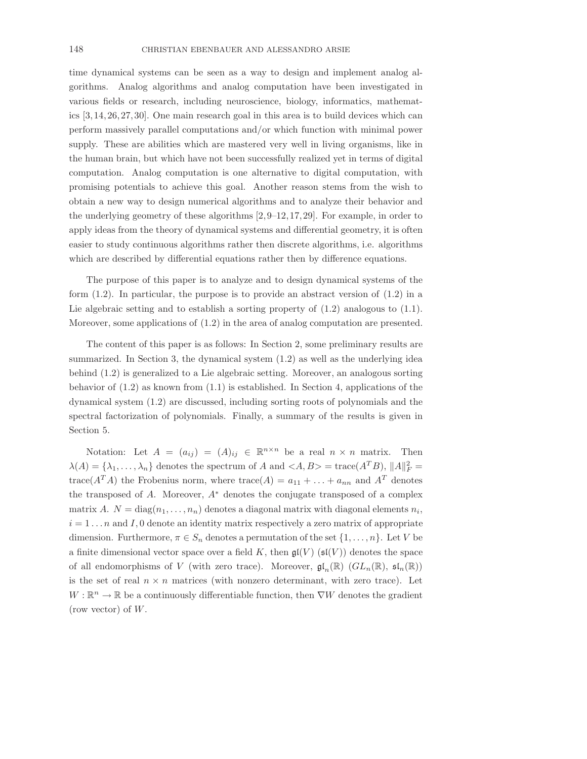time dynamical systems can be seen as a way to design and implement analog algorithms. Analog algorithms and analog computation have been investigated in various fields or research, including neuroscience, biology, informatics, mathematics [3, 14, 26, 27, 30]. One main research goal in this area is to build devices which can perform massively parallel computations and/or which function with minimal power supply. These are abilities which are mastered very well in living organisms, like in the human brain, but which have not been successfully realized yet in terms of digital computation. Analog computation is one alternative to digital computation, with promising potentials to achieve this goal. Another reason stems from the wish to obtain a new way to design numerical algorithms and to analyze their behavior and the underlying geometry of these algorithms [2, 9–12, 17, 29]. For example, in order to apply ideas from the theory of dynamical systems and differential geometry, it is often easier to study continuous algorithms rather then discrete algorithms, i.e. algorithms which are described by differential equations rather then by difference equations.

The purpose of this paper is to analyze and to design dynamical systems of the form (1.2). In particular, the purpose is to provide an abstract version of (1.2) in a Lie algebraic setting and to establish a sorting property of (1.2) analogous to (1.1). Moreover, some applications of (1.2) in the area of analog computation are presented.

The content of this paper is as follows: In Section 2, some preliminary results are summarized. In Section 3, the dynamical system (1.2) as well as the underlying idea behind (1.2) is generalized to a Lie algebraic setting. Moreover, an analogous sorting behavior of (1.2) as known from (1.1) is established. In Section 4, applications of the dynamical system (1.2) are discussed, including sorting roots of polynomials and the spectral factorization of polynomials. Finally, a summary of the results is given in Section 5.

Notation: Let $A = (a_{ij}) = (A)_{ij} \in \mathbb{R}^{n\times n}$ be a real $n \times n$ matrix. Then $\lambda(A) = \{\lambda_1, \dots, \lambda_n\}$ denotes the spectrum of $A$ and $<A, B> = \text{trace}(A^T B)$, $\|A\|_F^2 = \text{trace}(A^T A)$ the Frobenius norm, where $\text{trace}(A) = a_{11} + \ldots + a_{nn}$ and $A^T$ denotes the transposed of $A$. Moreover, $A^*$ denotes the conjugate transposed of a complex matrix $A$. $N = \text{diag}(n_1, \dots, n_n)$ denotes a diagonal matrix with diagonal elements $n_i$, $i = 1 \dots n$ and $I, 0$ denote an identity matrix respectively a zero matrix of appropriate dimension. Furthermore, $\pi \in S_n$ denotes a permutation of the set $\{1, \dots, n\}$. Let $V$ be a finite dimensional vector space over a field $K$, then $\mathfrak{gl}(V)$ ($\mathfrak{sl}(V)$) denotes the space of all endomorphisms of $V$ (with zero trace). Moreover, $\mathfrak{gl}_n(\mathbb{R})$ ($GL_n(\mathbb{R})$, $\mathfrak{sl}_n(\mathbb{R})$) is the set of real $n \times n$ matrices (with nonzero determinant, with zero trace). Let $W : \mathbb{R}^n \to \mathbb{R}$ be a continuously differentiable function, then $\nabla W$ denotes the gradient (row vector) of $W$.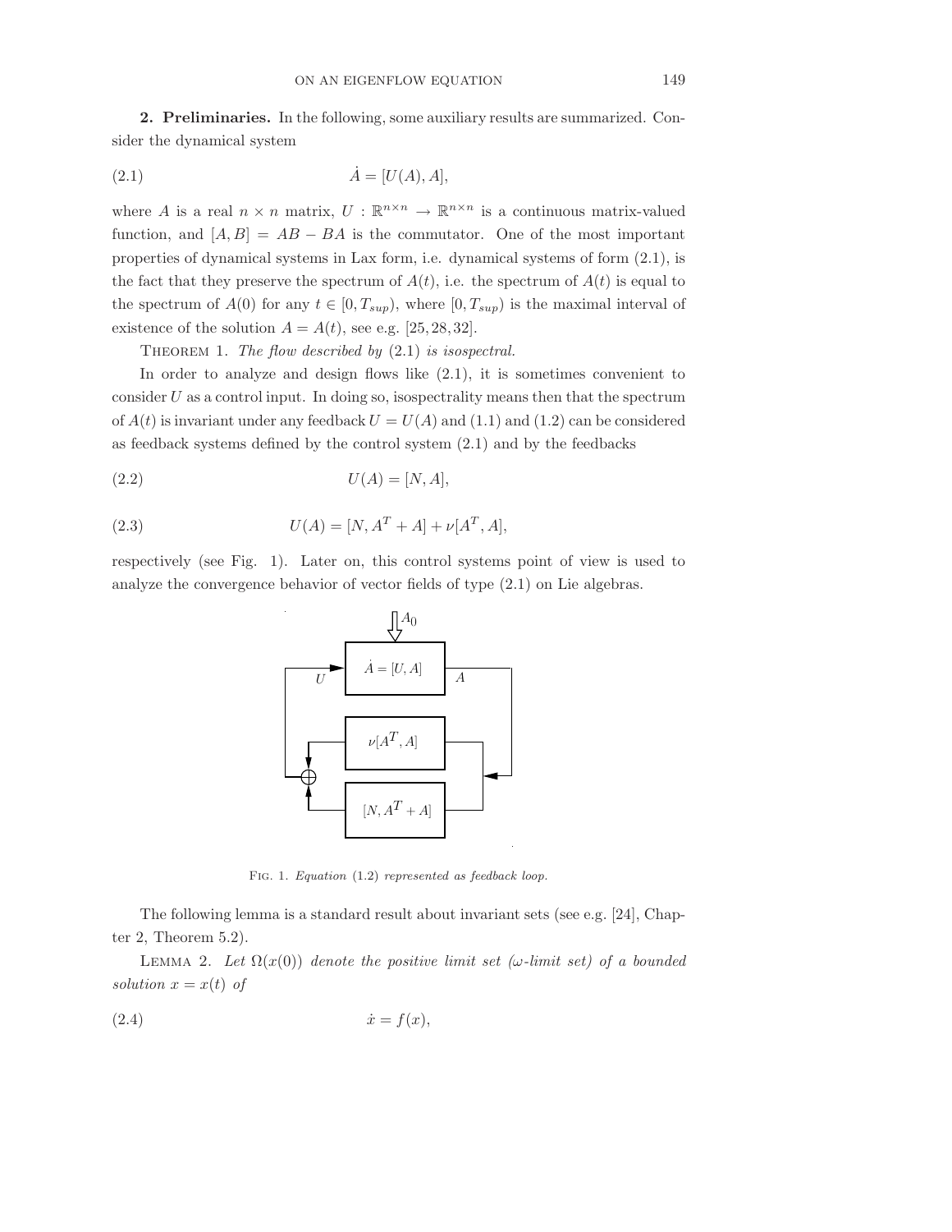**2. Preliminaries.** In the following, some auxiliary results are summarized. Consider the dynamical system

$$\dot{A} = [U(A), A], \tag{2.1}$$

where $A$ is a real $n \times n$ matrix, $U : \mathbb{R}^{n\times n} \to \mathbb{R}^{n\times n}$ is a continuous matrix-valued function, and $[A, B] = AB - BA$ is the commutator. One of the most important properties of dynamical systems in Lax form, i.e. dynamical systems of form (2.1), is the fact that they preserve the spectrum of $A(t)$, i.e. the spectrum of $A(t)$ is equal to the spectrum of $A(0)$ for any $t \in [0, T_{sup})$, where $[0, T_{sup})$ is the maximal interval of existence of the solution $A = A(t)$, see e.g. [25, 28, 32].

Theorem 1. *The flow described by* (2.1) *is isospectral.*

In order to analyze and design flows like (2.1), it is sometimes convenient to consider $U$ as a control input. In doing so, isospectrality means then that the spectrum of $A(t)$ is invariant under any feedback $U = U(A)$ and (1.1) and (1.2) can be considered as feedback systems defined by the control system (2.1) and by the feedbacks

$$U(A) = [N, A], \tag{2.2}$$

$$U(A) = [N, A^T + A] + \nu[A^T, A], \tag{2.3}$$

respectively (see Fig. 1). Later on, this control systems point of view is used to analyze the convergence behavior of vector fields of type (2.1) on Lie algebras.

Fig. 1. *Equation* (1.2) *represented as feedback loop.*

The following lemma is a standard result about invariant sets (see e.g. [24], Chapter 2, Theorem 5.2).

Lemma 2. *Let* $\Omega(x(0))$ *denote the positive limit set* ($\omega$*-limit set*) *of a bounded solution* $x = x(t)$ *of*

$$\dot{x} = f(x), \tag{2.4}$$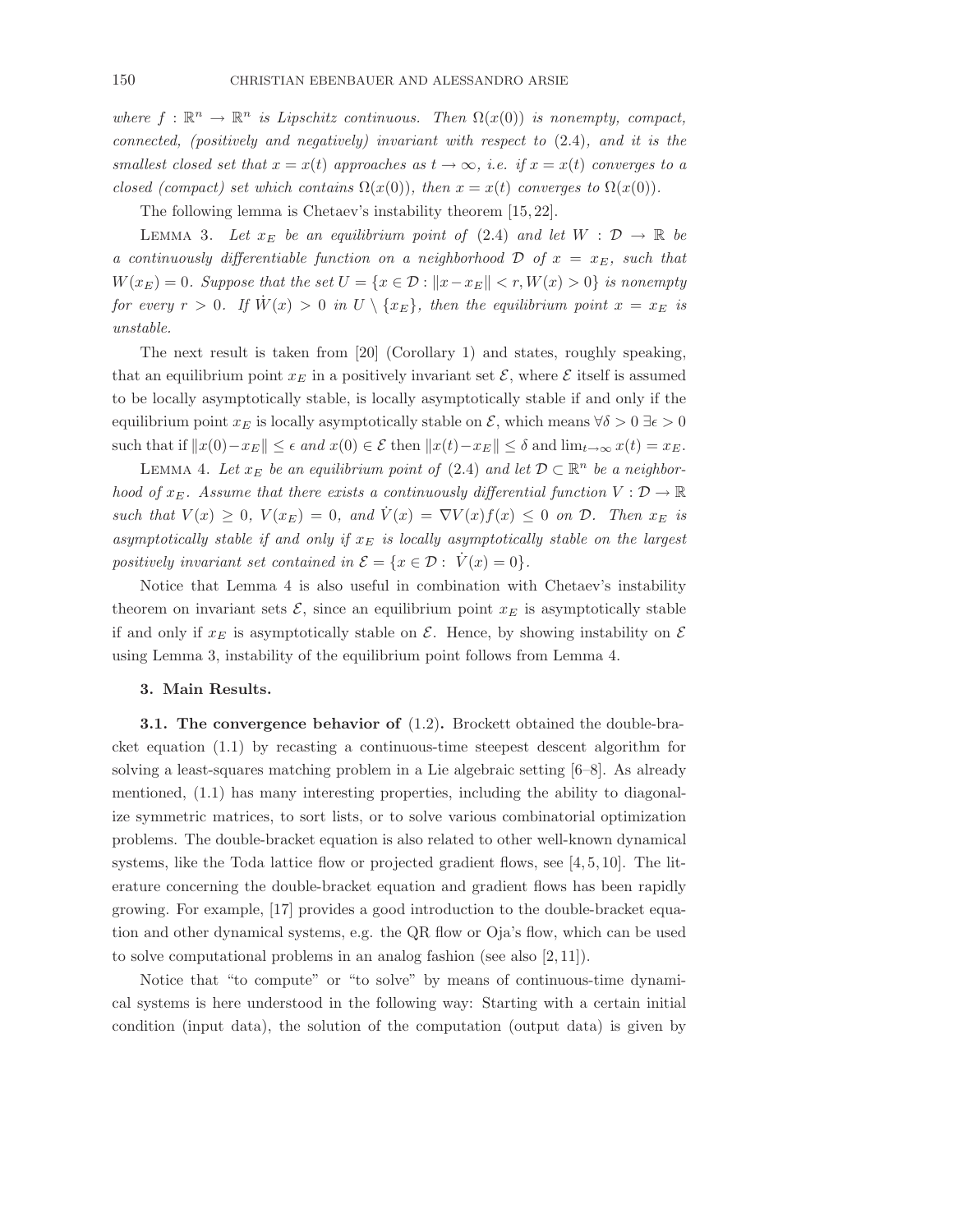*where $f : \mathbb{R}^n \to \mathbb{R}^n$ is Lipschitz continuous. Then $\Omega(x(0))$ is nonempty, compact, connected, (positively and negatively) invariant with respect to* (2.4)*, and it is the smallest closed set that $x = x(t)$ approaches as $t \to \infty$, i.e. if $x = x(t)$ converges to a closed (compact) set which contains $\Omega(x(0))$, then $x = x(t)$ converges to $\Omega(x(0))$.*

The following lemma is Chetaev's instability theorem [15, 22].

LEMMA 3. *Let $x_E$ be an equilibrium point of* (2.4) *and let $W : \mathcal{D} \to \mathbb{R}$ be a continuously differentiable function on a neighborhood $\mathcal{D}$ of $x = x_E$, such that $W(x_E) = 0$. Suppose that the set $U = \{x \in \mathcal{D} : \|x - x_E\| < r, W(x) > 0\}$ is nonempty for every $r > 0$. If $\dot{W}(x) > 0$ in $U \setminus \{x_E\}$, then the equilibrium point $x = x_E$ is unstable.*

The next result is taken from [20] (Corollary 1) and states, roughly speaking, that an equilibrium point $x_E$ in a positively invariant set $\mathcal{E}$, where $\mathcal{E}$ itself is assumed to be locally asymptotically stable, is locally asymptotically stable if and only if the equilibrium point $x_E$ is locally asymptotically stable on $\mathcal{E}$, which means $\forall \delta > 0\ \exists \epsilon > 0$ such that if $\|x(0) - x_E\| \leq \epsilon$ *and* $x(0) \in \mathcal{E}$ then $\|x(t) - x_E\| \leq \delta$ and $\lim_{t\to\infty} x(t) = x_E$.

LEMMA 4. *Let $x_E$ be an equilibrium point of* (2.4) *and let $\mathcal{D} \subset \mathbb{R}^n$ be a neighborhood of $x_E$. Assume that there exists a continuously differential function $V : \mathcal{D} \to \mathbb{R}$ such that $V(x) \geq 0$, $V(x_E) = 0$, and $\dot{V}(x) = \nabla V(x) f(x) \leq 0$ on $\mathcal{D}$. Then $x_E$ is asymptotically stable if and only if $x_E$ is locally asymptotically stable on the largest positively invariant set contained in $\mathcal{E} = \{x \in \mathcal{D} : \ \dot{V}(x) = 0\}$.*

Notice that Lemma 4 is also useful in combination with Chetaev's instability theorem on invariant sets $\mathcal{E}$, since an equilibrium point $x_E$ is asymptotically stable if and only if $x_E$ is asymptotically stable on $\mathcal{E}$. Hence, by showing instability on $\mathcal{E}$ using Lemma 3, instability of the equilibrium point follows from Lemma 4.

## 3. Main Results.

**3.1. The convergence behavior of** (1.2)**.** Brockett obtained the double-bracket equation (1.1) by recasting a continuous-time steepest descent algorithm for solving a least-squares matching problem in a Lie algebraic setting [6–8]. As already mentioned, (1.1) has many interesting properties, including the ability to diagonalize symmetric matrices, to sort lists, or to solve various combinatorial optimization problems. The double-bracket equation is also related to other well-known dynamical systems, like the Toda lattice flow or projected gradient flows, see [4, 5, 10]. The literature concerning the double-bracket equation and gradient flows has been rapidly growing. For example, [17] provides a good introduction to the double-bracket equation and other dynamical systems, e.g. the QR flow or Oja's flow, which can be used to solve computational problems in an analog fashion (see also [2, 11]).

Notice that "to compute" or "to solve" by means of continuous-time dynamical systems is here understood in the following way: Starting with a certain initial condition (input data), the solution of the computation (output data) is given by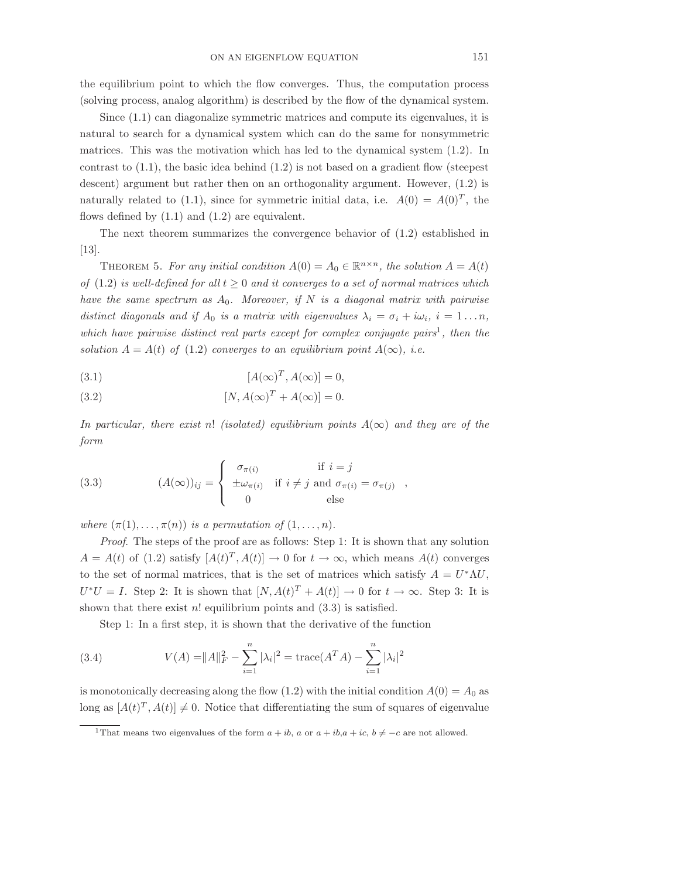the equilibrium point to which the flow converges. Thus, the computation process (solving process, analog algorithm) is described by the flow of the dynamical system.

Since (1.1) can diagonalize symmetric matrices and compute its eigenvalues, it is natural to search for a dynamical system which can do the same for nonsymmetric matrices. This was the motivation which has led to the dynamical system (1.2). In contrast to (1.1), the basic idea behind (1.2) is not based on a gradient flow (steepest descent) argument but rather then on an orthogonality argument. However, (1.2) is naturally related to (1.1), since for symmetric initial data, i.e. $A(0) = A(0)^T$, the flows defined by (1.1) and (1.2) are equivalent.

The next theorem summarizes the convergence behavior of (1.2) established in [13].

Theorem 5. *For any initial condition $A(0) = A_0 \in \mathbb{R}^{n\times n}$, the solution $A = A(t)$ of (1.2) is well-defined for all $t \geq 0$ and it converges to a set of normal matrices which have the same spectrum as $A_0$. Moreover, if $N$ is a diagonal matrix with pairwise distinct diagonals and if $A_0$ is a matrix with eigenvalues $\lambda_i = \sigma_i + i\omega_i$, $i = 1 \dots n$, which have pairwise distinct real parts except for complex conjugate pairs*[1]*, then the solution $A = A(t)$ of (1.2) converges to an equilibrium point $A(\infty)$, i.e.*

$$[A(\infty)^T, A(\infty)] = 0, \tag{3.1}$$

$$[N, A(\infty)^T + A(\infty)] = 0. \tag{3.2}$$

*In particular, there exist $n!$ (isolated) equilibrium points $A(\infty)$ and they are of the form*

$$(A(\infty))_{ij} = \begin{cases} \sigma_{\pi(i)} & \text{if } i = j \\ \pm\omega_{\pi(i)} & \text{if } i \neq j \text{ and } \sigma_{\pi(i)} = \sigma_{\pi(j)} \\ 0 & \text{else} \end{cases}, \tag{3.3}$$

*where $(\pi(1), \dots, \pi(n))$ is a permutation of $(1, \dots, n)$.*

*Proof.* The steps of the proof are as follows: Step 1: It is shown that any solution $A = A(t)$ of (1.2) satisfy $[A(t)^T, A(t)] \to 0$ for $t \to \infty$, which means $A(t)$ converges to the set of normal matrices, that is the set of matrices which satisfy $A = U^*\Lambda U$, $U^*U = I$. Step 2: It is shown that $[N, A(t)^T + A(t)] \to 0$ for $t \to \infty$. Step 3: It is shown that there exist $n!$ equilibrium points and (3.3) is satisfied.

Step 1: In a first step, it is shown that the derivative of the function

$$V(A) = \|A\|_F^2 - \sum_{i=1}^{n} |\lambda_i|^2 = \operatorname{trace}(A^T A) - \sum_{i=1}^{n} |\lambda_i|^2 \tag{3.4}$$

is monotonically decreasing along the flow (1.2) with the initial condition $A(0) = A_0$ as long as $[A(t)^T, A(t)] \neq 0$. Notice that differentiating the sum of squares of eigenvalue

[1] That means two eigenvalues of the form $a + ib$, $a$ or $a + ib, a + ic$, $b \neq -c$ are not allowed.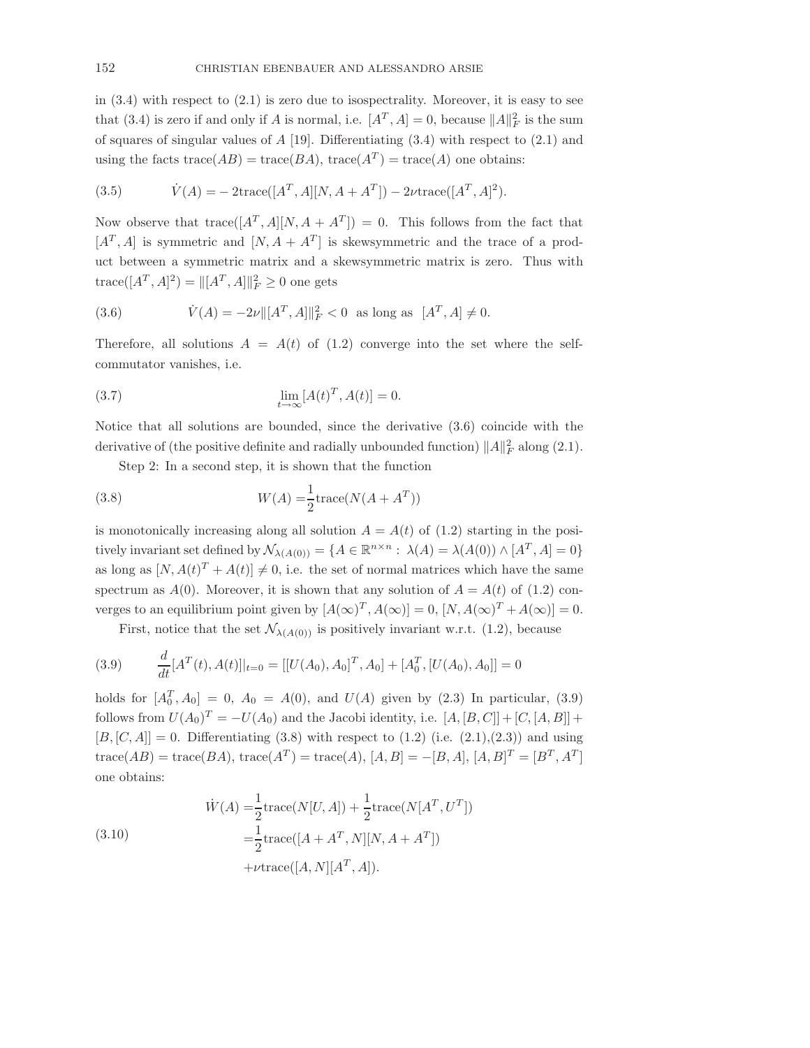in (3.4) with respect to (2.1) is zero due to isospectrality. Moreover, it is easy to see that (3.4) is zero if and only if $A$ is normal, i.e. $[A^T, A] = 0$, because $\|A\|_F^2$ is the sum of squares of singular values of $A$ [19]. Differentiating (3.4) with respect to (2.1) and using the facts $\text{trace}(AB) = \text{trace}(BA)$, $\text{trace}(A^T) = \text{trace}(A)$ one obtains:

$$\dot{V}(A) = -2\text{trace}([A^T, A][N, A + A^T]) - 2\nu\text{trace}([A^T, A]^2). \tag{3.5}$$

Now observe that $\text{trace}([A^T, A][N, A + A^T]) = 0$. This follows from the fact that $[A^T, A]$ is symmetric and $[N, A + A^T]$ is skewsymmetric and the trace of a product between a symmetric matrix and a skewsymmetric matrix is zero. Thus with $\text{trace}([A^T, A]^2) = \|[A^T, A]\|_F^2 \geq 0$ one gets

$$\dot{V}(A) = -2\nu\|[A^T, A]\|_F^2 < 0 \quad \text{as long as} \quad [A^T, A] \neq 0. \tag{3.6}$$

Therefore, all solutions $A = A(t)$ of (1.2) converge into the set where the self-commutator vanishes, i.e.

$$\lim_{t\to\infty} [A(t)^T, A(t)] = 0. \tag{3.7}$$

Notice that all solutions are bounded, since the derivative (3.6) coincide with the derivative of (the positive definite and radially unbounded function) $\|A\|_F^2$ along (2.1).

Step 2: In a second step, it is shown that the function

$$W(A) = \frac{1}{2}\text{trace}(N(A + A^T)) \tag{3.8}$$

is monotonically increasing along all solution $A = A(t)$ of (1.2) starting in the positively invariant set defined by $\mathcal{N}_{\lambda(A(0))} = \{A \in \mathbb{R}^{n\times n} : \lambda(A) = \lambda(A(0)) \wedge [A^T, A] = 0\}$ as long as $[N, A(t)^T + A(t)] \neq 0$, i.e. the set of normal matrices which have the same spectrum as $A(0)$. Moreover, it is shown that any solution of $A = A(t)$ of (1.2) converges to an equilibrium point given by $[A(\infty)^T, A(\infty)] = 0$, $[N, A(\infty)^T + A(\infty)] = 0$.

First, notice that the set $\mathcal{N}_{\lambda(A(0))}$ is positively invariant w.r.t. (1.2), because

$$\frac{d}{dt}[A^T(t), A(t)]|_{t=0} = [[U(A_0), A_0]^T, A_0] + [A_0^T, [U(A_0), A_0]] = 0 \tag{3.9}$$

holds for $[A_0^T, A_0] = 0$, $A_0 = A(0)$, and $U(A)$ given by (2.3) In particular, (3.9) follows from $U(A_0)^T = -U(A_0)$ and the Jacobi identity, i.e. $[A, [B, C]] + [C, [A, B]] + [B, [C, A]] = 0$. Differentiating (3.8) with respect to (1.2) (i.e. (2.1),(2.3)) and using $\text{trace}(AB) = \text{trace}(BA)$, $\text{trace}(A^T) = \text{trace}(A)$, $[A, B] = -[B, A]$, $[A, B]^T = [B^T, A^T]$ one obtains:

$$\begin{aligned}
\dot{W}(A) =& \frac{1}{2}\text{trace}(N[U, A]) + \frac{1}{2}\text{trace}(N[A^T, U^T]) \\
=& \frac{1}{2}\text{trace}([A + A^T, N][N, A + A^T]) \\
&+ \nu\text{trace}([A, N][A^T, A]).
\end{aligned} \tag{3.10}$$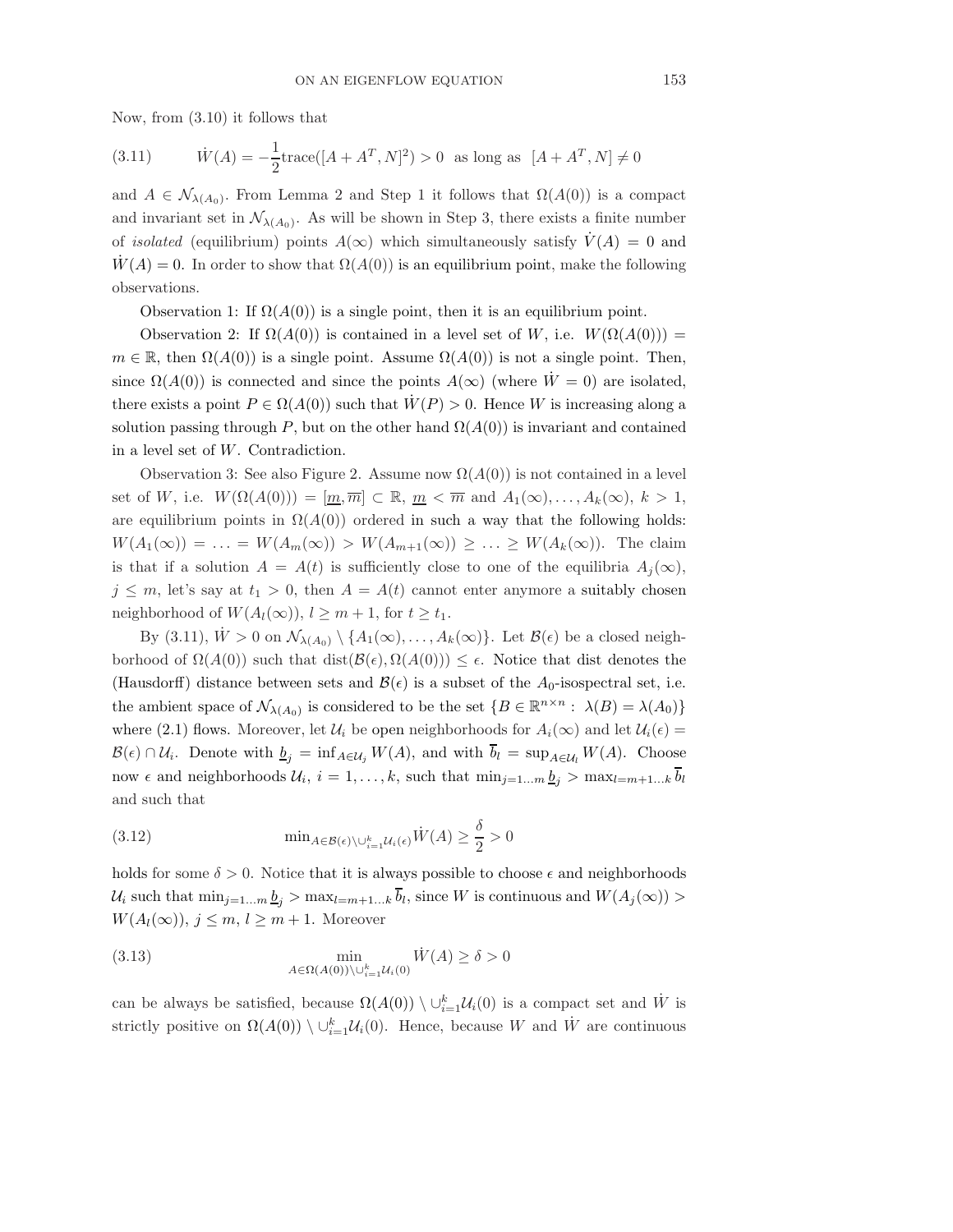Now, from (3.10) it follows that

$$\dot{W}(A) = -\frac{1}{2}\text{trace}([A + A^T, N]^2) > 0 \quad \text{as long as} \quad [A + A^T, N] \neq 0 \tag{3.11}$$

and $A \in \mathcal{N}_{\lambda(A_0)}$. From Lemma 2 and Step 1 it follows that $\Omega(A(0))$ is a compact and invariant set in $\mathcal{N}_{\lambda(A_0)}$. As will be shown in Step 3, there exists a finite number of *isolated* (equilibrium) points $A(\infty)$ which simultaneously satisfy $\dot{V}(A) = 0$ and $\dot{W}(A) = 0$. In order to show that $\Omega(A(0))$ is an equilibrium point, make the following observations.

Observation 1: If $\Omega(A(0))$ is a single point, then it is an equilibrium point.

Observation 2: If $\Omega(A(0))$ is contained in a level set of $W$, i.e. $W(\Omega(A(0))) = m \in \mathbb{R}$, then $\Omega(A(0))$ is a single point. Assume $\Omega(A(0))$ is not a single point. Then, since $\Omega(A(0))$ is connected and since the points $A(\infty)$ (where $\dot{W} = 0$) are isolated, there exists a point $P \in \Omega(A(0))$ such that $\dot{W}(P) > 0$. Hence $W$ is increasing along a solution passing through $P$, but on the other hand $\Omega(A(0))$ is invariant and contained in a level set of $W$. Contradiction.

Observation 3: See also Figure 2. Assume now $\Omega(A(0))$ is not contained in a level set of $W$, i.e. $W(\Omega(A(0))) = [\underline{m}, \overline{m}] \subset \mathbb{R}$, $\underline{m} < \overline{m}$ and $A_1(\infty), \ldots, A_k(\infty)$, $k > 1$, are equilibrium points in $\Omega(A(0))$ ordered in such a way that the following holds: $W(A_1(\infty)) = \ldots = W(A_m(\infty)) > W(A_{m+1}(\infty)) \geq \ldots \geq W(A_k(\infty))$. The claim is that if a solution $A = A(t)$ is sufficiently close to one of the equilibria $A_j(\infty)$, $j \leq m$, let's say at $t_1 > 0$, then $A = A(t)$ cannot enter anymore a suitably chosen neighborhood of $W(A_l(\infty))$, $l \geq m+1$, for $t \geq t_1$.

By (3.11), $\dot{W} > 0$ on $\mathcal{N}_{\lambda(A_0)} \setminus \{A_1(\infty), \ldots, A_k(\infty)\}$. Let $\mathcal{B}(\epsilon)$ be a closed neighborhood of $\Omega(A(0))$ such that $\text{dist}(\mathcal{B}(\epsilon), \Omega(A(0))) \leq \epsilon$. Notice that dist denotes the (Hausdorff) distance between sets and $\mathcal{B}(\epsilon)$ is a subset of the $A_0$-isospectral set, i.e. the ambient space of $\mathcal{N}_{\lambda(A_0)}$ is considered to be the set $\{B \in \mathbb{R}^{n \times n} : \lambda(B) = \lambda(A_0)\}$ where (2.1) flows. Moreover, let $\mathcal{U}_i$ be open neighborhoods for $A_i(\infty)$ and let $\mathcal{U}_i(\epsilon) = \mathcal{B}(\epsilon) \cap \mathcal{U}_i$. Denote with $\underline{b}_j = \inf_{A \in \mathcal{U}_j} W(A)$, and with $\overline{b}_l = \sup_{A \in \mathcal{U}_l} W(A)$. Choose now $\epsilon$ and neighborhoods $\mathcal{U}_i$, $i = 1, \ldots, k$, such that $\min_{j=1\ldots m} \underline{b}_j > \max_{l=m+1\ldots k} \overline{b}_l$ and such that

$$\min_{A \in \mathcal{B}(\epsilon) \setminus \cup_{i=1}^k \mathcal{U}_i(\epsilon)} \dot{W}(A) \geq \frac{\delta}{2} > 0 \tag{3.12}$$

holds for some $\delta > 0$. Notice that it is always possible to choose $\epsilon$ and neighborhoods $\mathcal{U}_i$ such that $\min_{j=1\ldots m} \underline{b}_j > \max_{l=m+1\ldots k} \overline{b}_l$, since $W$ is continuous and $W(A_j(\infty)) > W(A_l(\infty))$, $j \leq m$, $l \geq m+1$. Moreover

$$\min_{A \in \Omega(A(0)) \setminus \cup_{i=1}^k \mathcal{U}_i(0)} \dot{W}(A) \geq \delta > 0 \tag{3.13}$$

can be always be satisfied, because $\Omega(A(0)) \setminus \cup_{i=1}^k \mathcal{U}_i(0)$ is a compact set and $\dot{W}$ is strictly positive on $\Omega(A(0)) \setminus \cup_{i=1}^k \mathcal{U}_i(0)$. Hence, because $W$ and $\dot{W}$ are continuous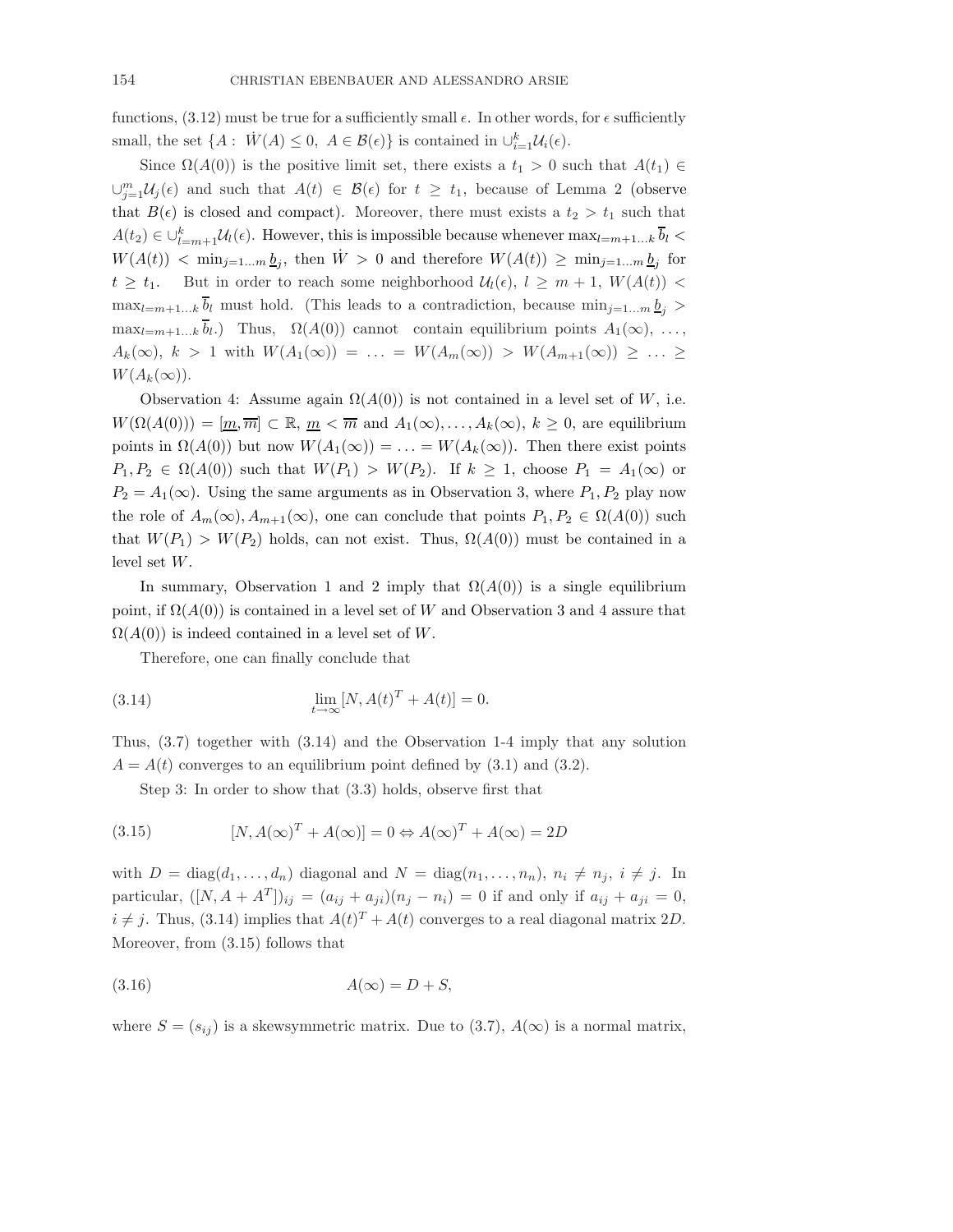functions, (3.12) must be true for a sufficiently small $\epsilon$. In other words, for $\epsilon$ sufficiently small, the set $\{A: \dot{W}(A) \leq 0,\ A \in \mathcal{B}(\epsilon)\}$ is contained in $\cup_{i=1}^{k} \mathcal{U}_i(\epsilon)$.

Since $\Omega(A(0))$ is the positive limit set, there exists a $t_1 > 0$ such that $A(t_1) \in \cup_{j=1}^{m} \mathcal{U}_j(\epsilon)$ and such that $A(t) \in \mathcal{B}(\epsilon)$ for $t \geq t_1$, because of Lemma 2 (observe that $B(\epsilon)$ is closed and compact). Moreover, there must exists a $t_2 > t_1$ such that $A(t_2) \in \cup_{l=m+1}^{k} \mathcal{U}_l(\epsilon)$. However, this is impossible because whenever $\max_{l=m+1\ldots k} \overline{b}_l < W(A(t)) < \min_{j=1\ldots m} \underline{b}_j$, then $\dot{W} > 0$ and therefore $W(A(t)) \geq \min_{j=1\ldots m} \underline{b}_j$ for $t \geq t_1$. But in order to reach some neighborhood $\mathcal{U}_l(\epsilon)$, $l \geq m+1$, $W(A(t)) < \max_{l=m+1\ldots k} \overline{b}_l$ must hold. (This leads to a contradiction, because $\min_{j=1\ldots m} \underline{b}_j > \max_{l=m+1\ldots k} \overline{b}_l$.) Thus, $\Omega(A(0))$ cannot contain equilibrium points $A_1(\infty), \ldots, A_k(\infty)$, $k > 1$ with $W(A_1(\infty)) = \ldots = W(A_m(\infty)) > W(A_{m+1}(\infty)) \geq \ldots \geq W(A_k(\infty))$.

Observation 4: Assume again $\Omega(A(0))$ is not contained in a level set of $W$, i.e. $W(\Omega(A(0))) = [\underline{m}, \overline{m}] \subset \mathbb{R}$, $\underline{m} < \overline{m}$ and $A_1(\infty), \ldots, A_k(\infty)$, $k \geq 0$, are equilibrium points in $\Omega(A(0))$ but now $W(A_1(\infty)) = \ldots = W(A_k(\infty))$. Then there exist points $P_1, P_2 \in \Omega(A(0))$ such that $W(P_1) > W(P_2)$. If $k \geq 1$, choose $P_1 = A_1(\infty)$ or $P_2 = A_1(\infty)$. Using the same arguments as in Observation 3, where $P_1, P_2$ play now the role of $A_m(\infty), A_{m+1}(\infty)$, one can conclude that points $P_1, P_2 \in \Omega(A(0))$ such that $W(P_1) > W(P_2)$ holds, can not exist. Thus, $\Omega(A(0))$ must be contained in a level set $W$.

In summary, Observation 1 and 2 imply that $\Omega(A(0))$ is a single equilibrium point, if $\Omega(A(0))$ is contained in a level set of $W$ and Observation 3 and 4 assure that $\Omega(A(0))$ is indeed contained in a level set of $W$.

Therefore, one can finally conclude that

$$\lim_{t\to\infty} [N, A(t)^T + A(t)] = 0. \tag{3.14}$$

Thus, (3.7) together with (3.14) and the Observation 1-4 imply that any solution $A = A(t)$ converges to an equilibrium point defined by (3.1) and (3.2).

Step 3: In order to show that (3.3) holds, observe first that

$$[N, A(\infty)^T + A(\infty)] = 0 \Leftrightarrow A(\infty)^T + A(\infty) = 2D \tag{3.15}$$

with $D = \text{diag}(d_1, \ldots, d_n)$ diagonal and $N = \text{diag}(n_1, \ldots, n_n)$, $n_i \neq n_j$, $i \neq j$. In particular, $([N, A + A^T])_{ij} = (a_{ij} + a_{ji})(n_j - n_i) = 0$ if and only if $a_{ij} + a_{ji} = 0$, $i \neq j$. Thus, (3.14) implies that $A(t)^T + A(t)$ converges to a real diagonal matrix $2D$. Moreover, from (3.15) follows that

$$A(\infty) = D + S, \tag{3.16}$$

where $S = (s_{ij})$ is a skewsymmetric matrix. Due to (3.7), $A(\infty)$ is a normal matrix,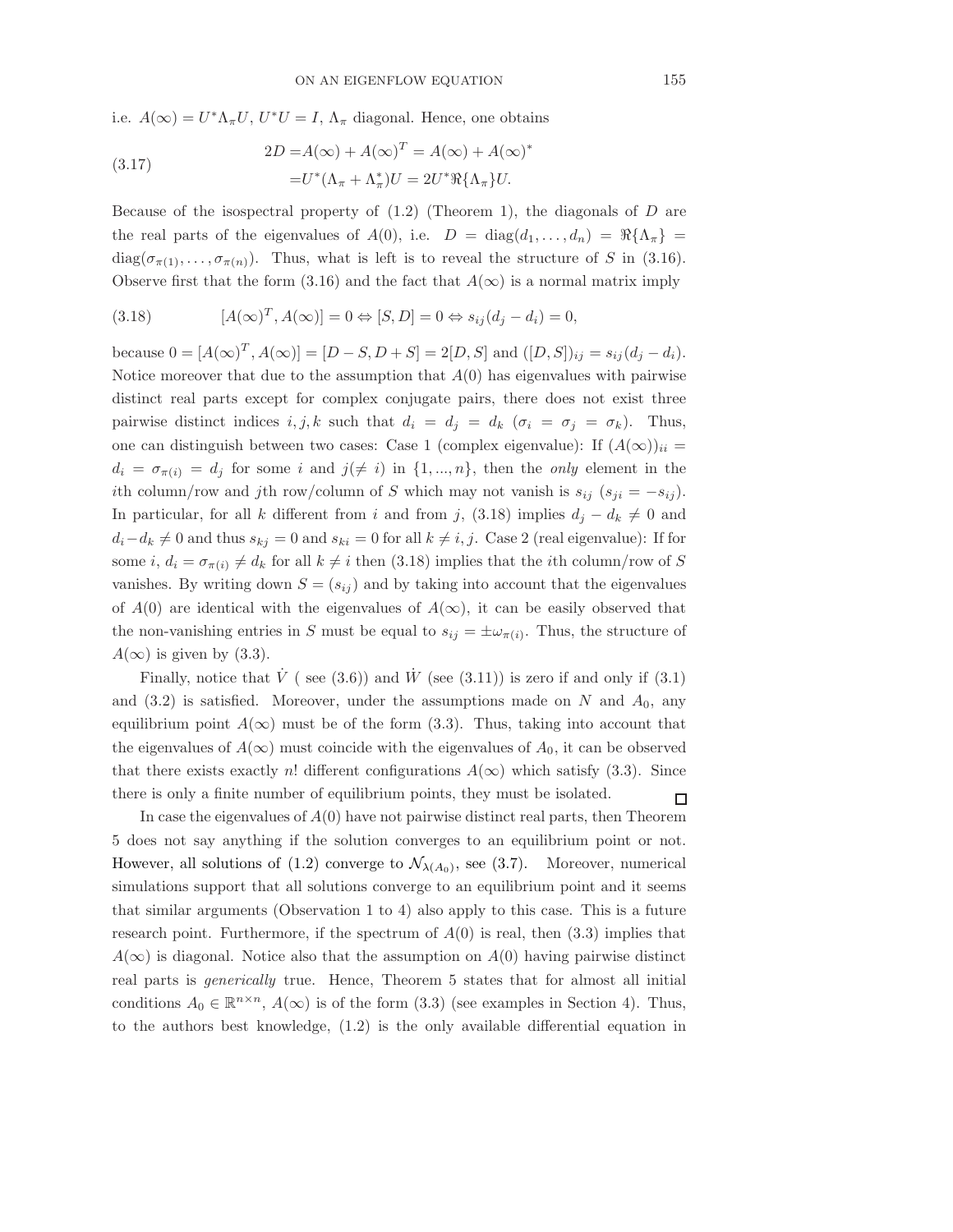i.e. $A(\infty) = U^* \Lambda_\pi U$, $U^*U = I$, $\Lambda_\pi$ diagonal. Hence, one obtains

$$
\begin{aligned}
2D =& A(\infty) + A(\infty)^T = A(\infty) + A(\infty)^* \\
=& U^*(\Lambda_\pi + \Lambda_\pi^*)U = 2U^* \Re\{\Lambda_\pi\} U.
\end{aligned}
\tag{3.17}
$$

Because of the isospectral property of (1.2) (Theorem 1), the diagonals of $D$ are the real parts of the eigenvalues of $A(0)$, i.e. $D = \operatorname{diag}(d_1, \ldots, d_n) = \Re\{\Lambda_\pi\} = \operatorname{diag}(\sigma_{\pi(1)}, \ldots, \sigma_{\pi(n)})$. Thus, what is left is to reveal the structure of $S$ in (3.16). Observe first that the form (3.16) and the fact that $A(\infty)$ is a normal matrix imply

$$
[A(\infty)^T, A(\infty)] = 0 \Leftrightarrow [S, D] = 0 \Leftrightarrow s_{ij}(d_j - d_i) = 0,
\tag{3.18}
$$

because $0 = [A(\infty)^T, A(\infty)] = [D - S, D + S] = 2[D, S]$ and $([D, S])_{ij} = s_{ij}(d_j - d_i)$. Notice moreover that due to the assumption that $A(0)$ has eigenvalues with pairwise distinct real parts except for complex conjugate pairs, there does not exist three pairwise distinct indices $i, j, k$ such that $d_i = d_j = d_k$ ($\sigma_i = \sigma_j = \sigma_k$). Thus, one can distinguish between two cases: Case 1 (complex eigenvalue): If $(A(\infty))_{ii} = d_i = \sigma_{\pi(i)} = d_j$ for some $i$ and $j (\neq i)$ in $\{1, ..., n\}$, then the *only* element in the $i$th column/row and $j$th row/column of $S$ which may not vanish is $s_{ij}$ ($s_{ji} = -s_{ij}$). In particular, for all $k$ different from $i$ and from $j$, (3.18) implies $d_j - d_k \neq 0$ and $d_i - d_k \neq 0$ and thus $s_{kj} = 0$ and $s_{ki} = 0$ for all $k \neq i, j$. Case 2 (real eigenvalue): If for some $i$, $d_i = \sigma_{\pi(i)} \neq d_k$ for all $k \neq i$ then (3.18) implies that the $i$th column/row of $S$ vanishes. By writing down $S = (s_{ij})$ and by taking into account that the eigenvalues of $A(0)$ are identical with the eigenvalues of $A(\infty)$, it can be easily observed that the non-vanishing entries in $S$ must be equal to $s_{ij} = \pm\omega_{\pi(i)}$. Thus, the structure of $A(\infty)$ is given by (3.3).

Finally, notice that $\dot{V}$ ( see (3.6)) and $\dot{W}$ (see (3.11)) is zero if and only if (3.1) and (3.2) is satisfied. Moreover, under the assumptions made on $N$ and $A_0$, any equilibrium point $A(\infty)$ must be of the form (3.3). Thus, taking into account that the eigenvalues of $A(\infty)$ must coincide with the eigenvalues of $A_0$, it can be observed that there exists exactly $n!$ different configurations $A(\infty)$ which satisfy (3.3). Since there is only a finite number of equilibrium points, they must be isolated. ◻

In case the eigenvalues of $A(0)$ have not pairwise distinct real parts, then Theorem 5 does not say anything if the solution converges to an equilibrium point or not. However, all solutions of (1.2) converge to $\mathcal{N}_{\lambda(A_0)}$, see (3.7). Moreover, numerical simulations support that all solutions converge to an equilibrium point and it seems that similar arguments (Observation 1 to 4) also apply to this case. This is a future research point. Furthermore, if the spectrum of $A(0)$ is real, then (3.3) implies that $A(\infty)$ is diagonal. Notice also that the assumption on $A(0)$ having pairwise distinct real parts is *generically* true. Hence, Theorem 5 states that for almost all initial conditions $A_0 \in \mathbb{R}^{n \times n}$, $A(\infty)$ is of the form (3.3) (see examples in Section 4). Thus, to the authors best knowledge, (1.2) is the only available differential equation in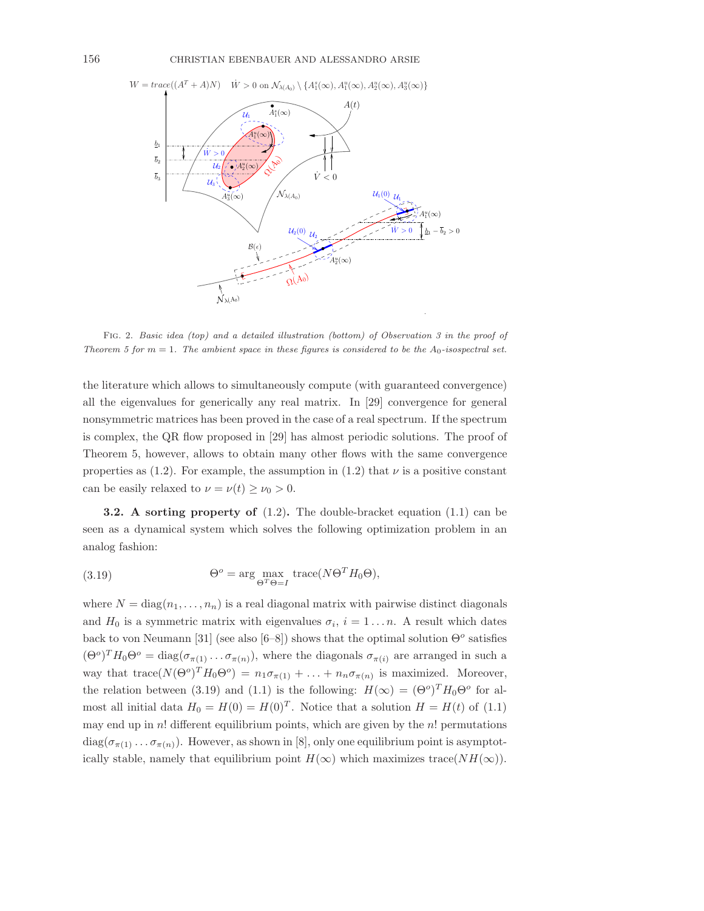FIG. 2. *Basic idea (top) and a detailed illustration (bottom) of Observation 3 in the proof of Theorem 5 for $m = 1$. The ambient space in these figures is considered to be the $A_0$-isospectral set.*

the literature which allows to simultaneously compute (with guaranteed convergence) all the eigenvalues for generically any real matrix. In [29] convergence for general nonsymmetric matrices has been proved in the case of a real spectrum. If the spectrum is complex, the QR flow proposed in [29] has almost periodic solutions. The proof of Theorem 5, however, allows to obtain many other flows with the same convergence properties as (1.2). For example, the assumption in (1.2) that $\nu$ is a positive constant can be easily relaxed to $\nu = \nu(t) \geq \nu_0 > 0$.

**3.2. A sorting property of** (1.2)**.** The double-bracket equation (1.1) can be seen as a dynamical system which solves the following optimization problem in an analog fashion:

$$\Theta^o = \arg \max_{\Theta^T\Theta = I} \operatorname{trace}(N\Theta^T H_0 \Theta), \tag{3.19}$$

where $N = \operatorname{diag}(n_1, \dots, n_n)$ is a real diagonal matrix with pairwise distinct diagonals and $H_0$ is a symmetric matrix with eigenvalues $\sigma_i$, $i = 1 \dots n$. A result which dates back to von Neumann [31] (see also [6–8]) shows that the optimal solution $\Theta^o$ satisfies $(\Theta^o)^T H_0 \Theta^o = \operatorname{diag}(\sigma_{\pi(1)} \dots \sigma_{\pi(n)})$, where the diagonals $\sigma_{\pi(i)}$ are arranged in such a way that $\operatorname{trace}(N(\Theta^o)^T H_0 \Theta^o) = n_1\sigma_{\pi(1)} + \dots + n_n\sigma_{\pi(n)}$ is maximized. Moreover, the relation between (3.19) and (1.1) is the following: $H(\infty) = (\Theta^o)^T H_0 \Theta^o$ for almost all initial data $H_0 = H(0) = H(0)^T$. Notice that a solution $H = H(t)$ of (1.1) may end up in $n!$ different equilibrium points, which are given by the $n!$ permutations $\operatorname{diag}(\sigma_{\pi(1)} \dots \sigma_{\pi(n)})$. However, as shown in [8], only one equilibrium point is asymptotically stable, namely that equilibrium point $H(\infty)$ which maximizes $\operatorname{trace}(NH(\infty))$.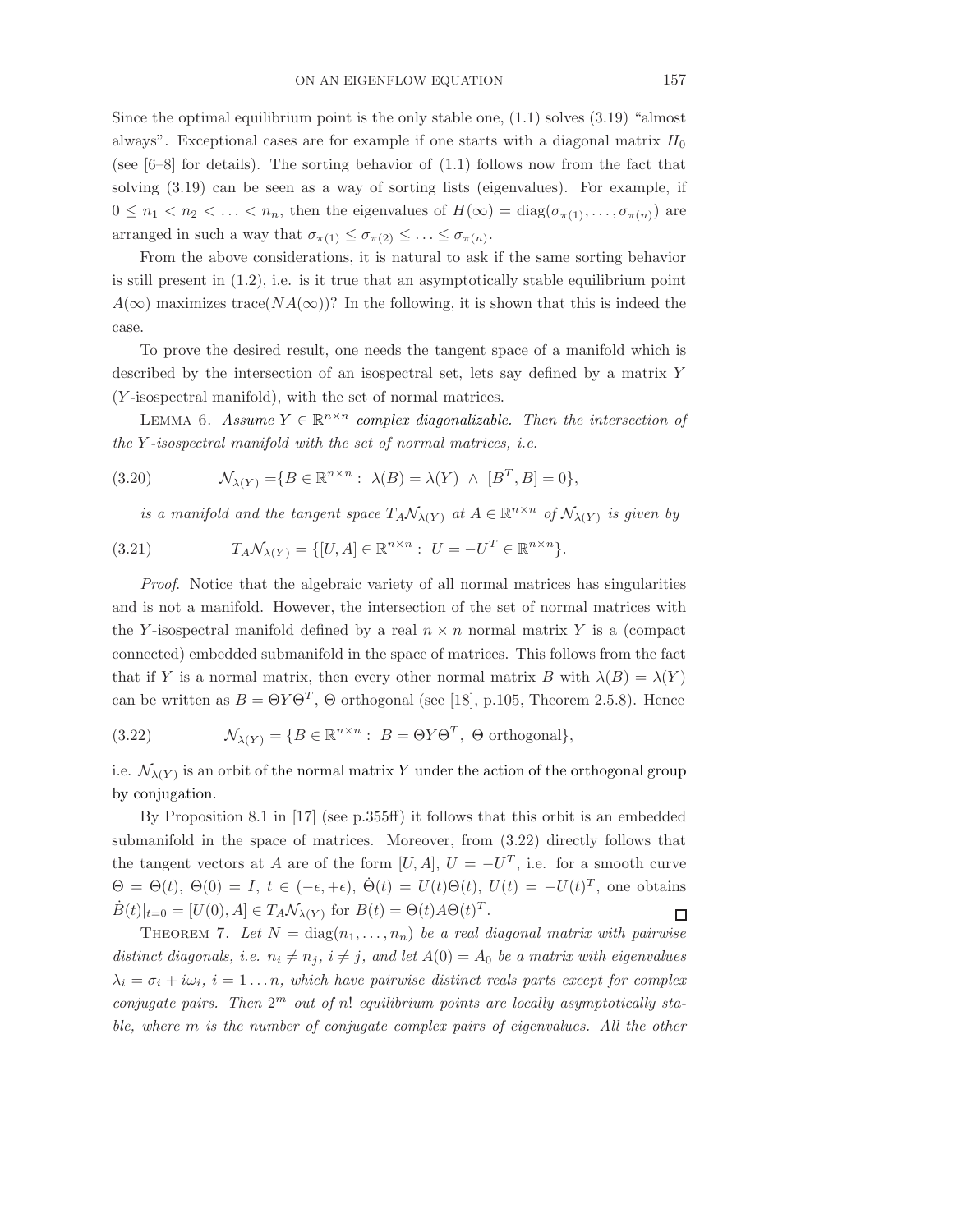Since the optimal equilibrium point is the only stable one, (1.1) solves (3.19) "almost always". Exceptional cases are for example if one starts with a diagonal matrix $H_0$ (see [6–8] for details). The sorting behavior of (1.1) follows now from the fact that solving (3.19) can be seen as a way of sorting lists (eigenvalues). For example, if $0 \leq n_1 < n_2 < \ldots < n_n$, then the eigenvalues of $H(\infty) = \operatorname{diag}(\sigma_{\pi(1)}, \ldots, \sigma_{\pi(n)})$ are arranged in such a way that $\sigma_{\pi(1)} \leq \sigma_{\pi(2)} \leq \ldots \leq \sigma_{\pi(n)}$.

From the above considerations, it is natural to ask if the same sorting behavior is still present in (1.2), i.e. is it true that an asymptotically stable equilibrium point $A(\infty)$ maximizes $\operatorname{trace}(NA(\infty))$? In the following, it is shown that this is indeed the case.

To prove the desired result, one needs the tangent space of a manifold which is described by the intersection of an isospectral set, lets say defined by a matrix $Y$ ($Y$-isospectral manifold), with the set of normal matrices.

Lemma 6. *Assume $Y \in \mathbb{R}^{n\times n}$ complex diagonalizable. Then the intersection of the $Y$-isospectral manifold with the set of normal matrices, i.e.*

$$\mathcal{N}_{\lambda(Y)} = \{B \in \mathbb{R}^{n\times n} : \ \lambda(B) = \lambda(Y) \ \wedge \ [B^T, B] = 0\}, \tag{3.20}$$

*is a manifold and the tangent space $T_A\mathcal{N}_{\lambda(Y)}$ at $A \in \mathbb{R}^{n\times n}$ of $\mathcal{N}_{\lambda(Y)}$ is given by*

$$T_A\mathcal{N}_{\lambda(Y)} = \{[U, A] \in \mathbb{R}^{n\times n} : \ U = -U^T \in \mathbb{R}^{n\times n}\}. \tag{3.21}$$

*Proof.* Notice that the algebraic variety of all normal matrices has singularities and is not a manifold. However, the intersection of the set of normal matrices with the $Y$-isospectral manifold defined by a real $n \times n$ normal matrix $Y$ is a (compact connected) embedded submanifold in the space of matrices. This follows from the fact that if $Y$ is a normal matrix, then every other normal matrix $B$ with $\lambda(B) = \lambda(Y)$ can be written as $B = \Theta Y \Theta^T$, $\Theta$ orthogonal (see [18], p.105, Theorem 2.5.8). Hence

$$\mathcal{N}_{\lambda(Y)} = \{B \in \mathbb{R}^{n\times n} : \ B = \Theta Y \Theta^T, \ \Theta \text{ orthogonal}\}, \tag{3.22}$$

i.e. $\mathcal{N}_{\lambda(Y)}$ is an orbit of the normal matrix $Y$ under the action of the orthogonal group by conjugation.

By Proposition 8.1 in [17] (see p.355ff) it follows that this orbit is an embedded submanifold in the space of matrices. Moreover, from (3.22) directly follows that the tangent vectors at $A$ are of the form $[U, A]$, $U = -U^T$, i.e. for a smooth curve $\Theta = \Theta(t)$, $\Theta(0) = I$, $t \in (-\epsilon, +\epsilon)$, $\dot{\Theta}(t) = U(t)\Theta(t)$, $U(t) = -U(t)^T$, one obtains $\dot{B}(t)|_{t=0} = [U(0), A] \in T_A\mathcal{N}_{\lambda(Y)}$ for $B(t) = \Theta(t)A\Theta(t)^T$. ◻

Theorem 7. *Let $N = \operatorname{diag}(n_1, \ldots, n_n)$ be a real diagonal matrix with pairwise distinct diagonals, i.e. $n_i \neq n_j$, $i \neq j$, and let $A(0) = A_0$ be a matrix with eigenvalues $\lambda_i = \sigma_i + i\omega_i$, $i = 1 \ldots n$, which have pairwise distinct reals parts except for complex conjugate pairs. Then $2^m$ out of $n!$ equilibrium points are locally asymptotically stable, where $m$ is the number of conjugate complex pairs of eigenvalues. All the other*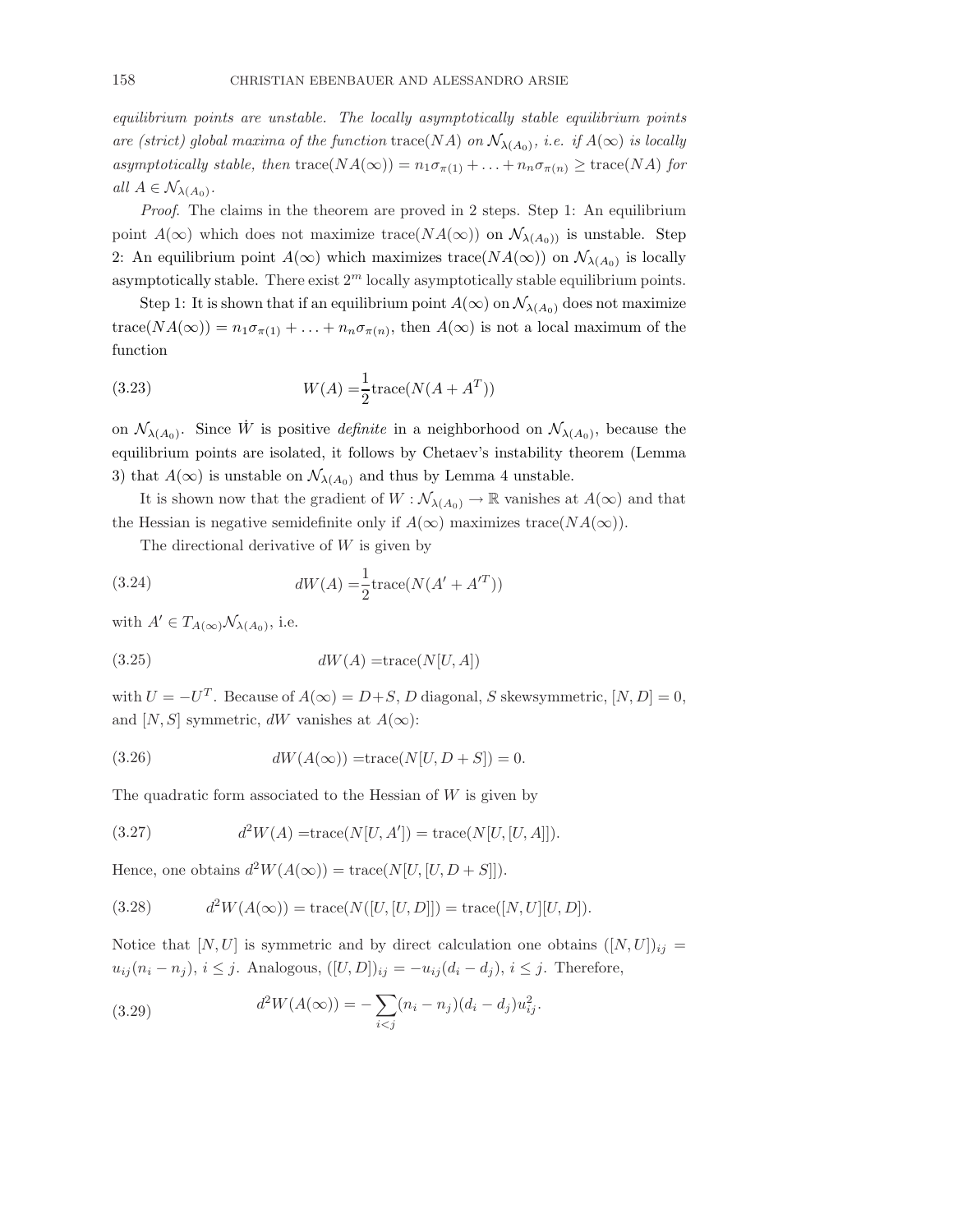*equilibrium points are unstable. The locally asymptotically stable equilibrium points are (strict) global maxima of the function* $\operatorname{trace}(NA)$ *on* $\mathcal{N}_{\lambda(A_0)}$*, i.e. if* $A(\infty)$ *is locally asymptotically stable, then* $\operatorname{trace}(NA(\infty)) = n_1\sigma_{\pi(1)} + \ldots + n_n\sigma_{\pi(n)} \geq \operatorname{trace}(NA)$ *for all* $A \in \mathcal{N}_{\lambda(A_0)}$.

*Proof.* The claims in the theorem are proved in 2 steps. Step 1: An equilibrium point $A(\infty)$ which does not maximize $\operatorname{trace}(NA(\infty))$ on $\mathcal{N}_{\lambda(A_0))}$ is unstable. Step 2: An equilibrium point $A(\infty)$ which maximizes $\operatorname{trace}(NA(\infty))$ on $\mathcal{N}_{\lambda(A_0)}$ is locally asymptotically stable. There exist $2^m$ locally asymptotically stable equilibrium points.

Step 1: It is shown that if an equilibrium point $A(\infty)$ on $\mathcal{N}_{\lambda(A_0)}$ does not maximize $\operatorname{trace}(NA(\infty)) = n_1\sigma_{\pi(1)} + \ldots + n_n\sigma_{\pi(n)}$, then $A(\infty)$ is not a local maximum of the function

$$W(A) = \frac{1}{2}\operatorname{trace}(N(A + A^T)) \tag{3.23}$$

on $\mathcal{N}_{\lambda(A_0)}$. Since $\dot{W}$ is positive *definite* in a neighborhood on $\mathcal{N}_{\lambda(A_0)}$, because the equilibrium points are isolated, it follows by Chetaev's instability theorem (Lemma 3) that $A(\infty)$ is unstable on $\mathcal{N}_{\lambda(A_0)}$ and thus by Lemma 4 unstable.

It is shown now that the gradient of $W : \mathcal{N}_{\lambda(A_0)} \to \mathbb{R}$ vanishes at $A(\infty)$ and that the Hessian is negative semidefinite only if $A(\infty)$ maximizes $\operatorname{trace}(NA(\infty))$.

The directional derivative of $W$ is given by

$$dW(A) = \frac{1}{2}\operatorname{trace}(N(A' + A'^T)) \tag{3.24}$$

with $A' \in T_{A(\infty)}\mathcal{N}_{\lambda(A_0)}$, i.e.

$$dW(A) = \operatorname{trace}(N[U, A]) \tag{3.25}$$

with $U = -U^T$. Because of $A(\infty) = D + S$, $D$ diagonal, $S$ skewsymmetric, $[N, D] = 0$, and $[N, S]$ symmetric, $dW$ vanishes at $A(\infty)$:

$$dW(A(\infty)) = \operatorname{trace}(N[U, D + S]) = 0. \tag{3.26}$$

The quadratic form associated to the Hessian of $W$ is given by

$$d^2W(A) = \operatorname{trace}(N[U, A']) = \operatorname{trace}(N[U, [U, A]]). \tag{3.27}$$

Hence, one obtains $d^2W(A(\infty)) = \operatorname{trace}(N[U, [U, D + S]])$.

$$d^2W(A(\infty)) = \operatorname{trace}(N([U, [U, D]]) = \operatorname{trace}([N, U][U, D]). \tag{3.28}$$

Notice that $[N, U]$ is symmetric and by direct calculation one obtains $([N, U])_{ij} = u_{ij}(n_i - n_j)$, $i \leq j$. Analogous, $([U, D])_{ij} = -u_{ij}(d_i - d_j)$, $i \leq j$. Therefore,

$$d^2W(A(\infty)) = -\sum_{i<j}(n_i - n_j)(d_i - d_j)u_{ij}^2. \tag{3.29}$$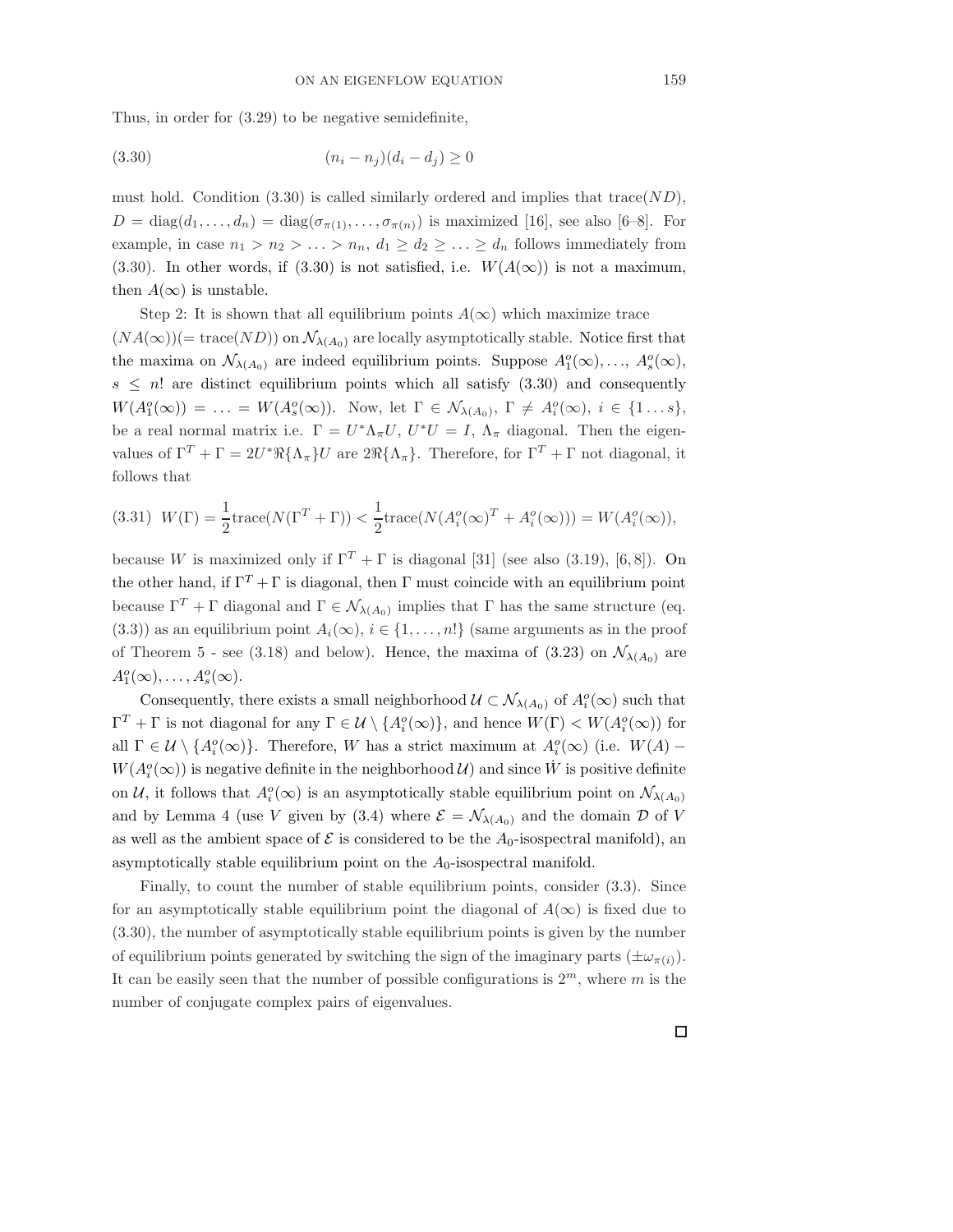Thus, in order for (3.29) to be negative semidefinite,

$$(n_i - n_j)(d_i - d_j) \geq 0 \tag{3.30}$$

must hold. Condition (3.30) is called similarly ordered and implies that $\text{trace}(ND)$, $D = \text{diag}(d_1, \ldots, d_n) = \text{diag}(\sigma_{\pi(1)}, \ldots, \sigma_{\pi(n)})$ is maximized [16], see also [6–8]. For example, in case $n_1 > n_2 > \ldots > n_n$, $d_1 \geq d_2 \geq \ldots \geq d_n$ follows immediately from (3.30). In other words, if (3.30) is not satisfied, i.e. $W(A(\infty))$ is not a maximum, then $A(\infty)$ is unstable.

Step 2: It is shown that all equilibrium points $A(\infty)$ which maximize trace $(NA(\infty))(= \text{trace}(ND))$ on $\mathcal{N}_{\lambda(A_0)}$ are locally asymptotically stable. Notice first that the maxima on $\mathcal{N}_{\lambda(A_0)}$ are indeed equilibrium points. Suppose $A_1^o(\infty), \ldots, A_s^o(\infty)$, $s \leq n!$ are distinct equilibrium points which all satisfy (3.30) and consequently $W(A_1^o(\infty)) = \ldots = W(A_s^o(\infty))$. Now, let $\Gamma \in \mathcal{N}_{\lambda(A_0)}$, $\Gamma \neq A_i^o(\infty)$, $i \in \{1 \ldots s\}$, be a real normal matrix i.e. $\Gamma = U^* \Lambda_\pi U$, $U^* U = I$, $\Lambda_\pi$ diagonal. Then the eigenvalues of $\Gamma^T + \Gamma = 2U^* \Re\{\Lambda_\pi\} U$ are $2\Re\{\Lambda_\pi\}$. Therefore, for $\Gamma^T + \Gamma$ not diagonal, it follows that

$$W(\Gamma) = \frac{1}{2}\text{trace}(N(\Gamma^T + \Gamma)) < \frac{1}{2}\text{trace}(N(A_i^o(\infty)^T + A_i^o(\infty))) = W(A_i^o(\infty)), \tag{3.31}$$

because $W$ is maximized only if $\Gamma^T + \Gamma$ is diagonal [31] (see also (3.19), [6, 8]). On the other hand, if $\Gamma^T + \Gamma$ is diagonal, then $\Gamma$ must coincide with an equilibrium point because $\Gamma^T + \Gamma$ diagonal and $\Gamma \in \mathcal{N}_{\lambda(A_0)}$ implies that $\Gamma$ has the same structure (eq. (3.3)) as an equilibrium point $A_i(\infty)$, $i \in \{1, \ldots, n!\}$ (same arguments as in the proof of Theorem 5 - see (3.18) and below). Hence, the maxima of (3.23) on $\mathcal{N}_{\lambda(A_0)}$ are $A_1^o(\infty), \ldots, A_s^o(\infty)$.

Consequently, there exists a small neighborhood $\mathcal{U} \subset \mathcal{N}_{\lambda(A_0)}$ of $A_i^o(\infty)$ such that $\Gamma^T + \Gamma$ is not diagonal for any $\Gamma \in \mathcal{U} \setminus \{A_i^o(\infty)\}$, and hence $W(\Gamma) < W(A_i^o(\infty))$ for all $\Gamma \in \mathcal{U} \setminus \{A_i^o(\infty)\}$. Therefore, $W$ has a strict maximum at $A_i^o(\infty)$ (i.e. $W(A) - W(A_i^o(\infty))$ is negative definite in the neighborhood $\mathcal{U}$) and since $\dot{W}$ is positive definite on $\mathcal{U}$, it follows that $A_i^o(\infty)$ is an asymptotically stable equilibrium point on $\mathcal{N}_{\lambda(A_0)}$ and by Lemma 4 (use $V$ given by (3.4) where $\mathcal{E} = \mathcal{N}_{\lambda(A_0)}$ and the domain $\mathcal{D}$ of $V$ as well as the ambient space of $\mathcal{E}$ is considered to be the $A_0$-isospectral manifold), an asymptotically stable equilibrium point on the $A_0$-isospectral manifold.

Finally, to count the number of stable equilibrium points, consider (3.3). Since for an asymptotically stable equilibrium point the diagonal of $A(\infty)$ is fixed due to (3.30), the number of asymptotically stable equilibrium points is given by the number of equilibrium points generated by switching the sign of the imaginary parts ($\pm\omega_{\pi(i)}$). It can be easily seen that the number of possible configurations is $2^m$, where $m$ is the number of conjugate complex pairs of eigenvalues.

□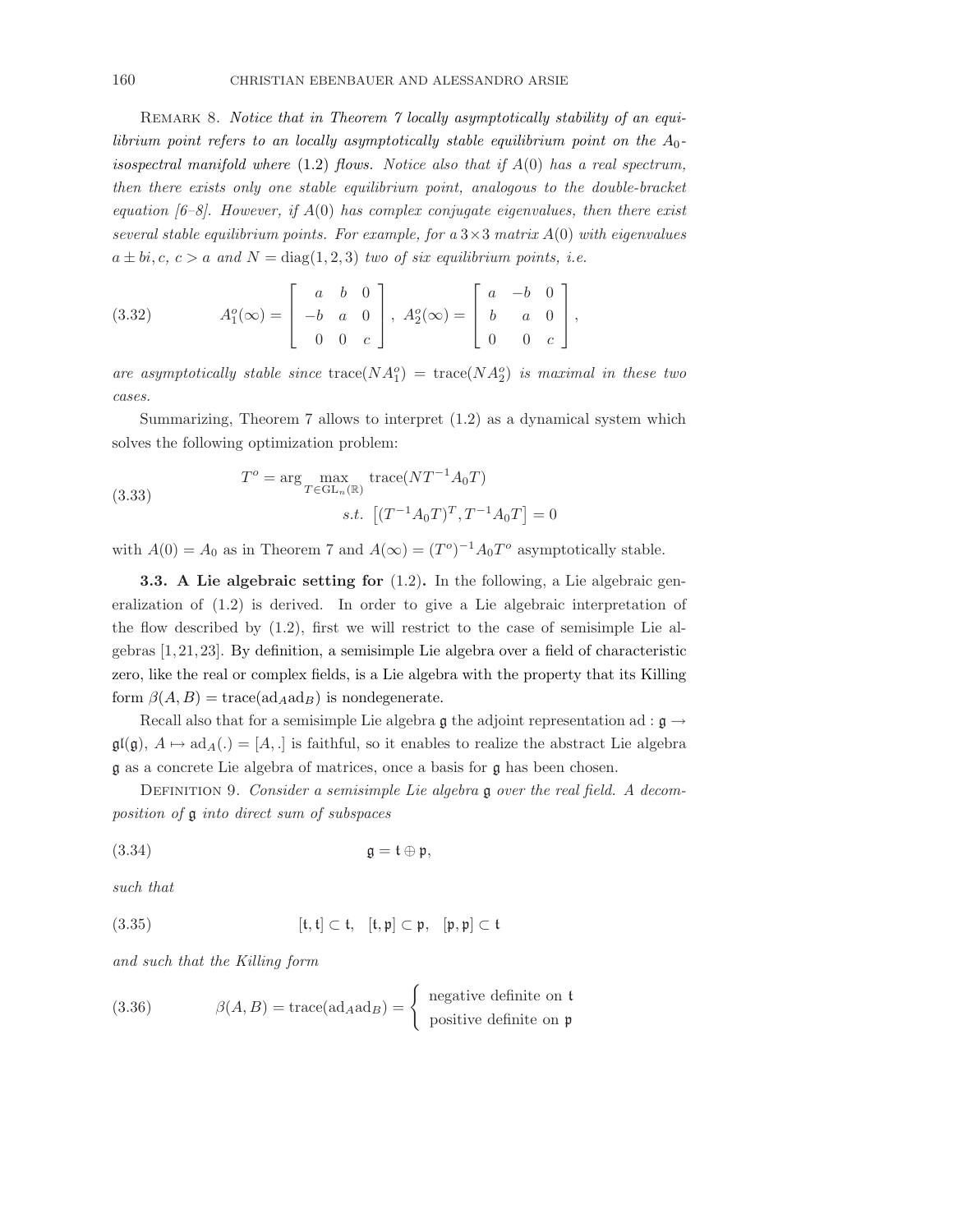REMARK 8. *Notice that in Theorem 7 locally asymptotically stability of an equilibrium point refers to an locally asymptotically stable equilibrium point on the $A_0$-isospectral manifold where* (1.2) *flows. Notice also that if $A(0)$ has a real spectrum, then there exists only one stable equilibrium point, analogous to the double-bracket equation [6–8]. However, if $A(0)$ has complex conjugate eigenvalues, then there exist several stable equilibrium points. For example, for a $3\times 3$ matrix $A(0)$ with eigenvalues $a \pm bi, c,\ c > a$ and $N = \mathrm{diag}(1, 2, 3)$ two of six equilibrium points, i.e.*

$$A_1^o(\infty) = \begin{bmatrix} a & b & 0 \\ -b & a & 0 \\ 0 & 0 & c \end{bmatrix},\ A_2^o(\infty) = \begin{bmatrix} a & -b & 0 \\ b & a & 0 \\ 0 & 0 & c \end{bmatrix}, \tag{3.32}$$

*are asymptotically stable since* $\mathrm{trace}(NA_1^o) = \mathrm{trace}(NA_2^o)$ *is maximal in these two cases.*

Summarizing, Theorem 7 allows to interpret (1.2) as a dynamical system which solves the following optimization problem:

$$\begin{aligned} T^o = \arg \max_{T \in \mathrm{GL}_n(\mathbb{R})} \ & \mathrm{trace}(NT^{-1}A_0T) \\ s.t.\ & \left[(T^{-1}A_0T)^T, T^{-1}A_0T\right] = 0 \end{aligned} \tag{3.33}$$

with $A(0) = A_0$ as in Theorem 7 and $A(\infty) = (T^o)^{-1}A_0T^o$ asymptotically stable.

**3.3. A Lie algebraic setting for (1.2).** In the following, a Lie algebraic generalization of (1.2) is derived. In order to give a Lie algebraic interpretation of the flow described by (1.2), first we will restrict to the case of semisimple Lie algebras [1,21,23]. By definition, a semisimple Lie algebra over a field of characteristic zero, like the real or complex fields, is a Lie algebra with the property that its Killing form $\beta(A, B) = \mathrm{trace}(\mathrm{ad}_A \mathrm{ad}_B)$ is nondegenerate.

Recall also that for a semisimple Lie algebra $\mathfrak{g}$ the adjoint representation $\mathrm{ad} : \mathfrak{g} \to \mathfrak{gl}(\mathfrak{g}),\ A \mapsto \mathrm{ad}_A(.) = [A, .]$ is faithful, so it enables to realize the abstract Lie algebra $\mathfrak{g}$ as a concrete Lie algebra of matrices, once a basis for $\mathfrak{g}$ has been chosen.

DEFINITION 9. *Consider a semisimple Lie algebra $\mathfrak{g}$ over the real field. A decomposition of $\mathfrak{g}$ into direct sum of subspaces*

$$\mathfrak{g} = \mathfrak{k} \oplus \mathfrak{p}, \tag{3.34}$$

*such that*

$$[\mathfrak{k}, \mathfrak{k}] \subset \mathfrak{k}, \quad [\mathfrak{k}, \mathfrak{p}] \subset \mathfrak{p}, \quad [\mathfrak{p}, \mathfrak{p}] \subset \mathfrak{k} \tag{3.35}$$

*and such that the Killing form*

$$\beta(A, B) = \mathrm{trace}(\mathrm{ad}_A \mathrm{ad}_B) = \begin{cases} \text{negative definite on } \mathfrak{k} \\ \text{positive definite on } \mathfrak{p} \end{cases} \tag{3.36}$$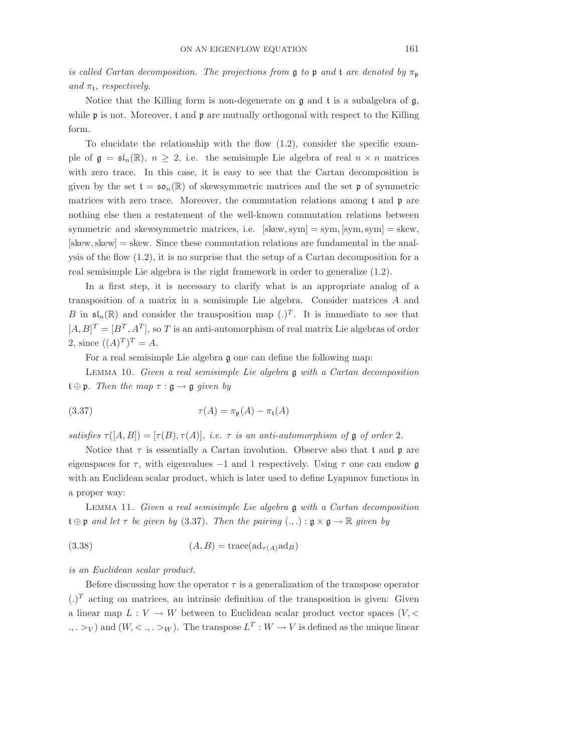*is called Cartan decomposition. The projections from* $\mathfrak{g}$ *to* $\mathfrak{p}$ *and* $\mathfrak{k}$ *are denoted by* $\pi_{\mathfrak{p}}$ *and* $\pi_{\mathfrak{k}}$*, respectively.*

Notice that the Killing form is non-degenerate on $\mathfrak{g}$ and $\mathfrak{k}$ is a subalgebra of $\mathfrak{g}$, while $\mathfrak{p}$ is not. Moreover, $\mathfrak{k}$ and $\mathfrak{p}$ are mutually orthogonal with respect to the Killing form.

To elucidate the relationship with the flow (1.2), consider the specific example of $\mathfrak{g} = \mathfrak{sl}_n(\mathbb{R})$, $n \geq 2$, i.e. the semisimple Lie algebra of real $n \times n$ matrices with zero trace. In this case, it is easy to see that the Cartan decomposition is given by the set $\mathfrak{k} = \mathfrak{so}_n(\mathbb{R})$ of skewsymmetric matrices and the set $\mathfrak{p}$ of symmetric matrices with zero trace. Moreover, the commutation relations among $\mathfrak{k}$ and $\mathfrak{p}$ are nothing else then a restatement of the well-known commutation relations between symmetric and skewsymmetric matrices, i.e. $[\text{skew}, \text{sym}] = \text{sym}$, $[\text{sym}, \text{sym}] = \text{skew}$, $[\text{skew}, \text{skew}] = \text{skew}$. Since these commutation relations are fundamental in the analysis of the flow (1.2), it is no surprise that the setup of a Cartan decomposition for a real semisimple Lie algebra is the right framework in order to generalize (1.2).

In a first step, it is necessary to clarify what is an appropriate analog of a transposition of a matrix in a semisimple Lie algebra. Consider matrices $A$ and $B$ in $\mathfrak{sl}_n(\mathbb{R})$ and consider the transposition map $(.)^T$. It is immediate to see that $[A, B]^T = [B^T, A^T]$, so $T$ is an anti-automorphism of real matrix Lie algebras of order 2, since $((A)^T)^T = A$.

For a real semisimple Lie algebra $\mathfrak{g}$ one can define the following map:

Lemma 10. *Given a real semisimple Lie algebra* $\mathfrak{g}$ *with a Cartan decomposition* $\mathfrak{k} \oplus \mathfrak{p}$*. Then the map* $\tau : \mathfrak{g} \to \mathfrak{g}$ *given by*

$$\tau(A) = \pi_{\mathfrak{p}}(A) - \pi_{\mathfrak{k}}(A) \tag{3.37}$$

*satisfies* $\tau([A, B]) = [\tau(B), \tau(A)]$*, i.e.* $\tau$ *is an anti-automorphism of* $\mathfrak{g}$ *of order* 2*.*

Notice that $\tau$ is essentially a Cartan involution. Observe also that $\mathfrak{k}$ and $\mathfrak{p}$ are eigenspaces for $\tau$, with eigenvalues $-1$ and 1 respectively. Using $\tau$ one can endow $\mathfrak{g}$ with an Euclidean scalar product, which is later used to define Lyapunov functions in a proper way:

Lemma 11. *Given a real semisimple Lie algebra* $\mathfrak{g}$ *with a Cartan decomposition* $\mathfrak{k} \oplus \mathfrak{p}$ *and let* $\tau$ *be given by* (3.37)*. Then the pairing* $(.,.) : \mathfrak{g} \times \mathfrak{g} \to \mathbb{R}$ *given by*

$$(A, B) = \text{trace}(\text{ad}_{\tau(A)}\text{ad}_B) \tag{3.38}$$

*is an Euclidean scalar product.*

Before discussing how the operator $\tau$ is a generalization of the transpose operator $(.)^T$ acting on matrices, an intrinsic definition of the transposition is given: Given a linear map $L : V \to W$ between to Euclidean scalar product vector spaces $(V, <.,.>_V)$ and $(W, <.,.>_W)$. The transpose $L^T : W \to V$ is defined as the unique linear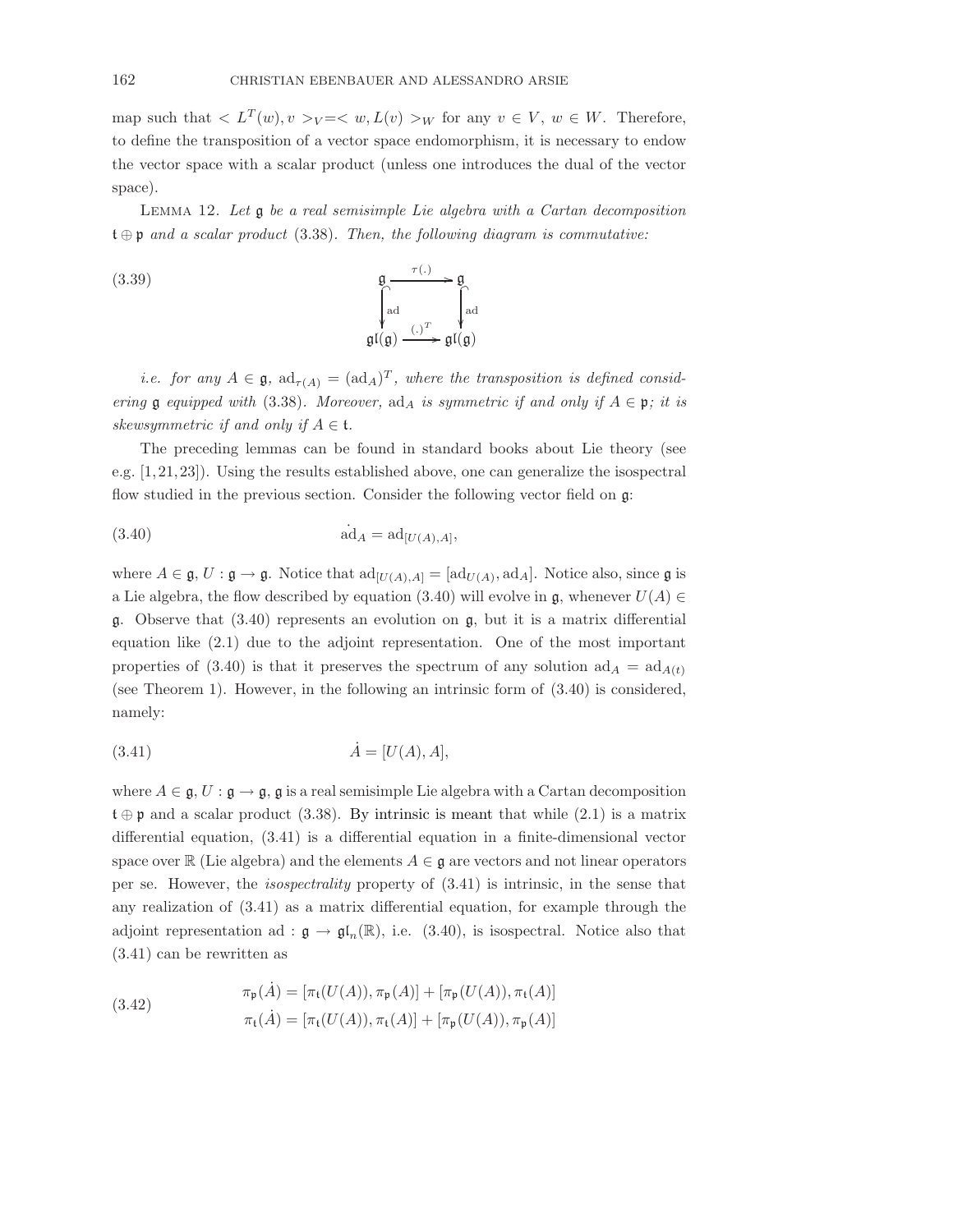map such that $< L^T(w), v >_V = < w, L(v) >_W$ for any $v \in V$, $w \in W$. Therefore, to define the transposition of a vector space endomorphism, it is necessary to endow the vector space with a scalar product (unless one introduces the dual of the vector space).

Lemma 12. *Let $\mathfrak{g}$ be a real semisimple Lie algebra with a Cartan decomposition $\mathfrak{t} \oplus \mathfrak{p}$ and a scalar product* (3.38). *Then, the following diagram is commutative:*

$$\begin{array}{ccc} \mathfrak{g} & \xrightarrow{\tau(.)} & \mathfrak{g} \\ \big\downarrow \text{ad} & & \big\downarrow \text{ad} \\ \mathfrak{gl}(\mathfrak{g}) & \xrightarrow{(.)^T} & \mathfrak{gl}(\mathfrak{g}) \end{array} \tag{3.39}$$

*i.e. for any $A \in \mathfrak{g}$, $\mathrm{ad}_{\tau(A)} = (\mathrm{ad}_A)^T$, where the transposition is defined considering $\mathfrak{g}$ equipped with* (3.38). *Moreover, $\mathrm{ad}_A$ is symmetric if and only if $A \in \mathfrak{p}$; it is skewsymmetric if and only if $A \in \mathfrak{t}$.*

The preceding lemmas can be found in standard books about Lie theory (see e.g. [1, 21, 23]). Using the results established above, one can generalize the isospectral flow studied in the previous section. Consider the following vector field on $\mathfrak{g}$:

$$\dot{\mathrm{ad}}_A = \mathrm{ad}_{[U(A),A]}, \tag{3.40}$$

where $A \in \mathfrak{g}$, $U : \mathfrak{g} \to \mathfrak{g}$. Notice that $\mathrm{ad}_{[U(A),A]} = [\mathrm{ad}_{U(A)}, \mathrm{ad}_A]$. Notice also, since $\mathfrak{g}$ is a Lie algebra, the flow described by equation (3.40) will evolve in $\mathfrak{g}$, whenever $U(A) \in \mathfrak{g}$. Observe that (3.40) represents an evolution on $\mathfrak{g}$, but it is a matrix differential equation like (2.1) due to the adjoint representation. One of the most important properties of (3.40) is that it preserves the spectrum of any solution $\mathrm{ad}_A = \mathrm{ad}_{A(t)}$ (see Theorem 1). However, in the following an intrinsic form of (3.40) is considered, namely:

$$\dot{A} = [U(A), A], \tag{3.41}$$

where $A \in \mathfrak{g}$, $U : \mathfrak{g} \to \mathfrak{g}$, $\mathfrak{g}$ is a real semisimple Lie algebra with a Cartan decomposition $\mathfrak{t} \oplus \mathfrak{p}$ and a scalar product (3.38). By intrinsic is meant that while (2.1) is a matrix differential equation, (3.41) is a differential equation in a finite-dimensional vector space over $\mathbb{R}$ (Lie algebra) and the elements $A \in \mathfrak{g}$ are vectors and not linear operators per se. However, the *isospectrality* property of (3.41) is intrinsic, in the sense that any realization of (3.41) as a matrix differential equation, for example through the adjoint representation $\mathrm{ad} : \mathfrak{g} \to \mathfrak{gl}_n(\mathbb{R})$, i.e. (3.40), is isospectral. Notice also that (3.41) can be rewritten as

$$\begin{aligned} \pi_{\mathfrak{p}}(\dot{A}) &= [\pi_{\mathfrak{t}}(U(A)), \pi_{\mathfrak{p}}(A)] + [\pi_{\mathfrak{p}}(U(A)), \pi_{\mathfrak{t}}(A)] \\ \pi_{\mathfrak{t}}(\dot{A}) &= [\pi_{\mathfrak{t}}(U(A)), \pi_{\mathfrak{t}}(A)] + [\pi_{\mathfrak{p}}(U(A)), \pi_{\mathfrak{p}}(A)] \end{aligned} \tag{3.42}$$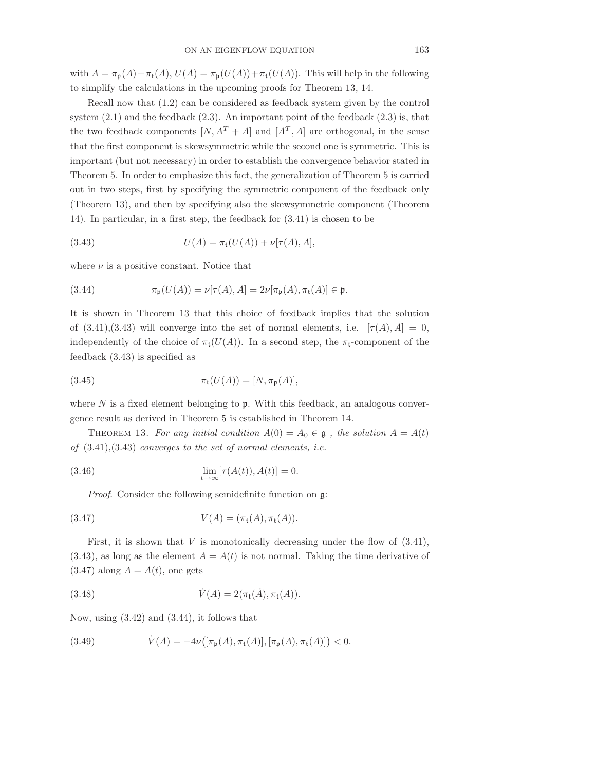with $A = \pi_{\mathfrak{p}}(A) + \pi_{\mathfrak{k}}(A)$, $U(A) = \pi_{\mathfrak{p}}(U(A)) + \pi_{\mathfrak{k}}(U(A))$. This will help in the following to simplify the calculations in the upcoming proofs for Theorem 13, 14.

Recall now that (1.2) can be considered as feedback system given by the control system (2.1) and the feedback (2.3). An important point of the feedback (2.3) is, that the two feedback components $[N, A^T + A]$ and $[A^T, A]$ are orthogonal, in the sense that the first component is skewsymmetric while the second one is symmetric. This is important (but not necessary) in order to establish the convergence behavior stated in Theorem 5. In order to emphasize this fact, the generalization of Theorem 5 is carried out in two steps, first by specifying the symmetric component of the feedback only (Theorem 13), and then by specifying also the skewsymmetric component (Theorem 14). In particular, in a first step, the feedback for (3.41) is chosen to be

$$U(A) = \pi_{\mathfrak{k}}(U(A)) + \nu[\tau(A), A], \tag{3.43}$$

where $\nu$ is a positive constant. Notice that

$$\pi_{\mathfrak{p}}(U(A)) = \nu[\tau(A), A] = 2\nu[\pi_{\mathfrak{p}}(A), \pi_{\mathfrak{k}}(A)] \in \mathfrak{p}. \tag{3.44}$$

It is shown in Theorem 13 that this choice of feedback implies that the solution of (3.41),(3.43) will converge into the set of normal elements, i.e. $[\tau(A), A] = 0$, independently of the choice of $\pi_{\mathfrak{k}}(U(A))$. In a second step, the $\pi_{\mathfrak{k}}$-component of the feedback (3.43) is specified as

$$\pi_{\mathfrak{k}}(U(A)) = [N, \pi_{\mathfrak{p}}(A)], \tag{3.45}$$

where $N$ is a fixed element belonging to $\mathfrak{p}$. With this feedback, an analogous convergence result as derived in Theorem 5 is established in Theorem 14.

Theorem 13. *For any initial condition $A(0) = A_0 \in \mathfrak{g}$ , the solution $A = A(t)$ of (3.41),(3.43) converges to the set of normal elements, i.e.*

$$\lim_{t\to\infty} [\tau(A(t)), A(t)] = 0. \tag{3.46}$$

*Proof.* Consider the following semidefinite function on $\mathfrak{g}$:

$$V(A) = (\pi_{\mathfrak{k}}(A), \pi_{\mathfrak{k}}(A)). \tag{3.47}$$

First, it is shown that $V$ is monotonically decreasing under the flow of (3.41), (3.43), as long as the element $A = A(t)$ is not normal. Taking the time derivative of (3.47) along $A = A(t)$, one gets

$$\dot{V}(A) = 2(\pi_{\mathfrak{k}}(\dot{A}), \pi_{\mathfrak{k}}(A)). \tag{3.48}$$

Now, using (3.42) and (3.44), it follows that

$$\dot{V}(A) = -4\nu\big([\pi_{\mathfrak{p}}(A), \pi_{\mathfrak{k}}(A)], [\pi_{\mathfrak{p}}(A), \pi_{\mathfrak{k}}(A)]\big) < 0. \tag{3.49}$$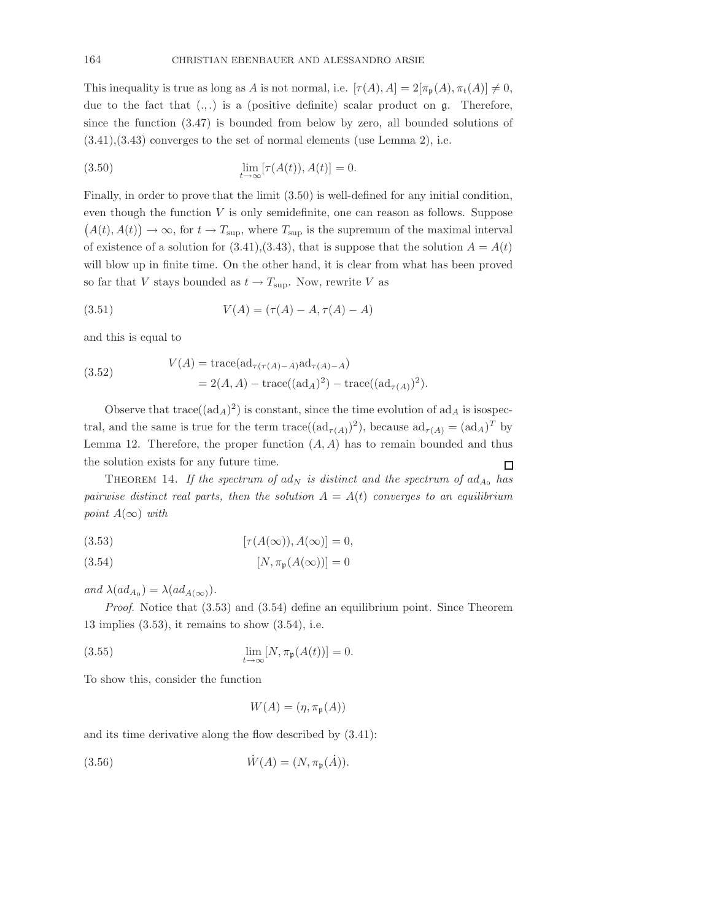This inequality is true as long as $A$ is not normal, i.e. $[\tau(A), A] = 2[\pi_{\mathfrak{p}}(A), \pi_{\mathfrak{k}}(A)] \neq 0$, due to the fact that $(.,.)$ is a (positive definite) scalar product on $\mathfrak{g}$. Therefore, since the function (3.47) is bounded from below by zero, all bounded solutions of (3.41),(3.43) converges to the set of normal elements (use Lemma 2), i.e.

$$\lim_{t\to\infty} [\tau(A(t)), A(t)] = 0. \tag{3.50}$$

Finally, in order to prove that the limit (3.50) is well-defined for any initial condition, even though the function $V$ is only semidefinite, one can reason as follows. Suppose $\big(A(t), A(t)\big) \to \infty$, for $t \to T_{\sup}$, where $T_{\sup}$ is the supremum of the maximal interval of existence of a solution for (3.41),(3.43), that is suppose that the solution $A = A(t)$ will blow up in finite time. On the other hand, it is clear from what has been proved so far that $V$ stays bounded as $t \to T_{\sup}$. Now, rewrite $V$ as

$$V(A) = (\tau(A) - A, \tau(A) - A) \tag{3.51}$$

and this is equal to

$$\begin{aligned} V(A) &= \operatorname{trace}(\operatorname{ad}_{\tau(\tau(A)-A)} \operatorname{ad}_{\tau(A)-A}) \\ &= 2(A, A) - \operatorname{trace}((\operatorname{ad}_A)^2) - \operatorname{trace}((\operatorname{ad}_{\tau(A)})^2). \end{aligned} \tag{3.52}$$

Observe that $\operatorname{trace}((\operatorname{ad}_A)^2)$ is constant, since the time evolution of $\operatorname{ad}_A$ is isospectral, and the same is true for the term $\operatorname{trace}((\operatorname{ad}_{\tau(A)})^2)$, because $\operatorname{ad}_{\tau(A)} = (\operatorname{ad}_A)^T$ by Lemma 12. Therefore, the proper function $(A, A)$ has to remain bounded and thus the solution exists for any future time. □

THEOREM 14. *If the spectrum of $ad_N$ is distinct and the spectrum of $ad_{A_0}$ has pairwise distinct real parts, then the solution $A = A(t)$ converges to an equilibrium point $A(\infty)$ with*

$$[\tau(A(\infty)), A(\infty)] = 0, \tag{3.53}$$

$$[N, \pi_{\mathfrak{p}}(A(\infty))] = 0 \tag{3.54}$$

*and $\lambda(ad_{A_0}) = \lambda(ad_{A(\infty)})$.*

*Proof.* Notice that (3.53) and (3.54) define an equilibrium point. Since Theorem 13 implies (3.53), it remains to show (3.54), i.e.

$$\lim_{t\to\infty} [N, \pi_{\mathfrak{p}}(A(t))] = 0. \tag{3.55}$$

To show this, consider the function

$$W(A) = (\eta, \pi_{\mathfrak{p}}(A))$$

and its time derivative along the flow described by (3.41):

$$\dot{W}(A) = (N, \pi_{\mathfrak{p}}(\dot{A})). \tag{3.56}$$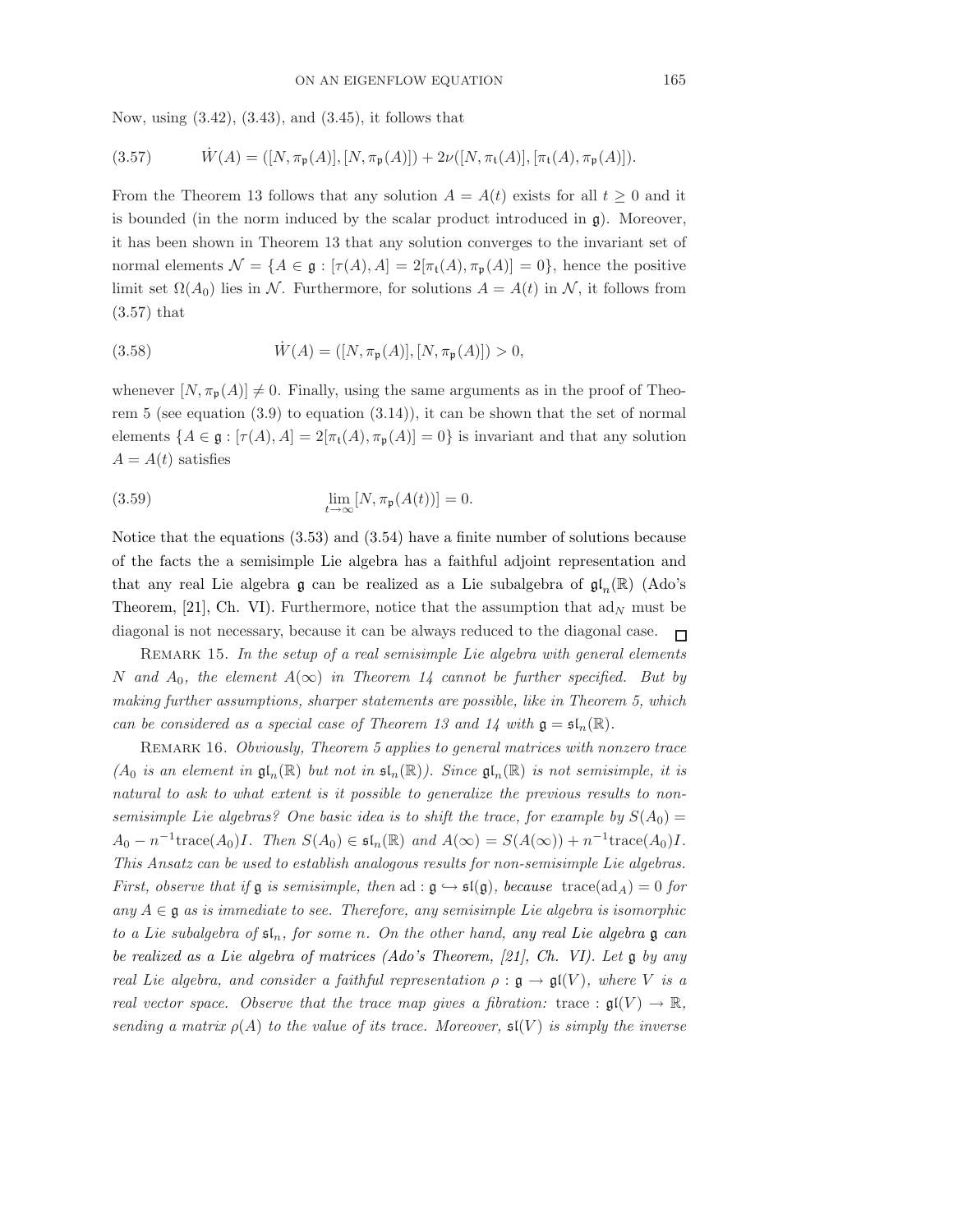Now, using (3.42), (3.43), and (3.45), it follows that

$$\dot{W}(A) = ([N, \pi_{\mathfrak{p}}(A)], [N, \pi_{\mathfrak{p}}(A)]) + 2\nu([N, \pi_{\mathfrak{k}}(A)], [\pi_{\mathfrak{k}}(A), \pi_{\mathfrak{p}}(A)]). \tag{3.57}$$

From the Theorem 13 follows that any solution $A = A(t)$ exists for all $t \geq 0$ and it is bounded (in the norm induced by the scalar product introduced in $\mathfrak{g}$). Moreover, it has been shown in Theorem 13 that any solution converges to the invariant set of normal elements $\mathcal{N} = \{A \in \mathfrak{g} : [\tau(A), A] = 2[\pi_{\mathfrak{k}}(A), \pi_{\mathfrak{p}}(A)] = 0\}$, hence the positive limit set $\Omega(A_0)$ lies in $\mathcal{N}$. Furthermore, for solutions $A = A(t)$ in $\mathcal{N}$, it follows from (3.57) that

$$\dot{W}(A) = ([N, \pi_{\mathfrak{p}}(A)], [N, \pi_{\mathfrak{p}}(A)]) > 0, \tag{3.58}$$

whenever $[N, \pi_{\mathfrak{p}}(A)] \neq 0$. Finally, using the same arguments as in the proof of Theorem 5 (see equation (3.9) to equation (3.14)), it can be shown that the set of normal elements $\{A \in \mathfrak{g} : [\tau(A), A] = 2[\pi_{\mathfrak{k}}(A), \pi_{\mathfrak{p}}(A)] = 0\}$ is invariant and that any solution $A = A(t)$ satisfies

$$\lim_{t \to \infty} [N, \pi_{\mathfrak{p}}(A(t))] = 0. \tag{3.59}$$

Notice that the equations (3.53) and (3.54) have a finite number of solutions because of the facts the a semisimple Lie algebra has a faithful adjoint representation and that any real Lie algebra $\mathfrak{g}$ can be realized as a Lie subalgebra of $\mathfrak{gl}_n(\mathbb{R})$ (Ado's Theorem, [21], Ch. VI). Furthermore, notice that the assumption that $\mathrm{ad}_N$ must be diagonal is not necessary, because it can be always reduced to the diagonal case. □

Remark 15. *In the setup of a real semisimple Lie algebra with general elements $N$ and $A_0$, the element $A(\infty)$ in Theorem 14 cannot be further specified. But by making further assumptions, sharper statements are possible, like in Theorem 5, which can be considered as a special case of Theorem 13 and 14 with $\mathfrak{g} = \mathfrak{sl}_n(\mathbb{R})$.*

Remark 16. *Obviously, Theorem 5 applies to general matrices with nonzero trace ($A_0$ is an element in $\mathfrak{gl}_n(\mathbb{R})$ but not in $\mathfrak{sl}_n(\mathbb{R})$). Since $\mathfrak{gl}_n(\mathbb{R})$ is not semisimple, it is natural to ask to what extent is it possible to generalize the previous results to non-semisimple Lie algebras? One basic idea is to shift the trace, for example by $S(A_0) = A_0 - n^{-1}\mathrm{trace}(A_0)I$. Then $S(A_0) \in \mathfrak{sl}_n(\mathbb{R})$ and $A(\infty) = S(A(\infty)) + n^{-1}\mathrm{trace}(A_0)I$. This Ansatz can be used to establish analogous results for non-semisimple Lie algebras. First, observe that if $\mathfrak{g}$ is semisimple, then $\mathrm{ad} : \mathfrak{g} \hookrightarrow \mathfrak{sl}(\mathfrak{g})$, because $\mathrm{trace}(\mathrm{ad}_A) = 0$ for any $A \in \mathfrak{g}$ as is immediate to see. Therefore, any semisimple Lie algebra is isomorphic to a Lie subalgebra of $\mathfrak{sl}_n$, for some $n$. On the other hand, any real Lie algebra $\mathfrak{g}$ can be realized as a Lie algebra of matrices (Ado's Theorem, [21], Ch. VI). Let $\mathfrak{g}$ by any real Lie algebra, and consider a faithful representation $\rho : \mathfrak{g} \to \mathfrak{gl}(V)$, where $V$ is a real vector space. Observe that the trace map gives a fibration: $\mathrm{trace} : \mathfrak{gl}(V) \to \mathbb{R}$, sending a matrix $\rho(A)$ to the value of its trace. Moreover, $\mathfrak{sl}(V)$ is simply the inverse*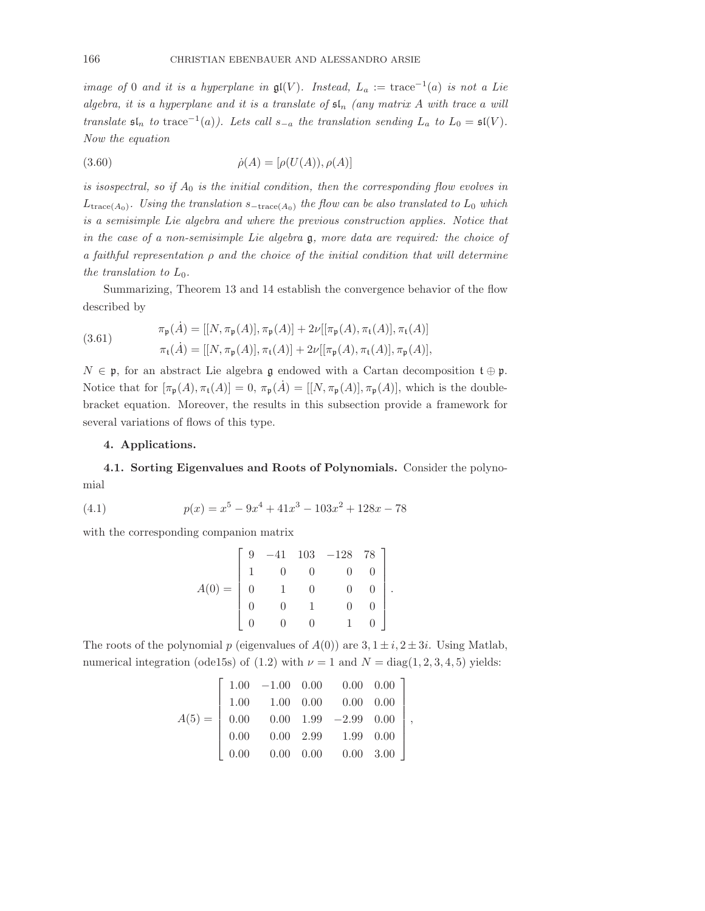*image of 0 and it is a hyperplane in $\mathfrak{gl}(V)$. Instead, $L_a := \mathrm{trace}^{-1}(a)$ is not a Lie algebra, it is a hyperplane and it is a translate of $\mathfrak{sl}_n$ (any matrix $A$ with trace $a$ will translate $\mathfrak{sl}_n$ to $\mathrm{trace}^{-1}(a)$). Lets call $s_{-a}$ the translation sending $L_a$ to $L_0 = \mathfrak{sl}(V)$. Now the equation*

$$\dot{\rho}(A) = [\rho(U(A)), \rho(A)] \tag{3.60}$$

*is isospectral, so if $A_0$ is the initial condition, then the corresponding flow evolves in $L_{\mathrm{trace}(A_0)}$. Using the translation $s_{-\mathrm{trace}(A_0)}$ the flow can be also translated to $L_0$ which is a semisimple Lie algebra and where the previous construction applies. Notice that in the case of a non-semisimple Lie algebra $\mathfrak{g}$, more data are required: the choice of a faithful representation $\rho$ and the choice of the initial condition that will determine the translation to $L_0$.*

Summarizing, Theorem 13 and 14 establish the convergence behavior of the flow described by

$$\begin{aligned} \pi_{\mathfrak{p}}(\dot{A}) &= [[N, \pi_{\mathfrak{p}}(A)], \pi_{\mathfrak{p}}(A)] + 2\nu[[\pi_{\mathfrak{p}}(A), \pi_{\mathfrak{t}}(A)], \pi_{\mathfrak{t}}(A)] \\ \pi_{\mathfrak{t}}(\dot{A}) &= [[N, \pi_{\mathfrak{p}}(A)], \pi_{\mathfrak{t}}(A)] + 2\nu[[\pi_{\mathfrak{p}}(A), \pi_{\mathfrak{t}}(A)], \pi_{\mathfrak{p}}(A)], \end{aligned} \tag{3.61}$$

$N \in \mathfrak{p}$, for an abstract Lie algebra $\mathfrak{g}$ endowed with a Cartan decomposition $\mathfrak{t} \oplus \mathfrak{p}$. Notice that for $[\pi_{\mathfrak{p}}(A), \pi_{\mathfrak{t}}(A)] = 0$, $\pi_{\mathfrak{p}}(\dot{A}) = [[N, \pi_{\mathfrak{p}}(A)], \pi_{\mathfrak{p}}(A)]$, which is the double-bracket equation. Moreover, the results in this subsection provide a framework for several variations of flows of this type.

## 4. Applications.

### 4.1. Sorting Eigenvalues and Roots of Polynomials.

Consider the polynomial

$$p(x) = x^5 - 9x^4 + 41x^3 - 103x^2 + 128x - 78 \tag{4.1}$$

with the corresponding companion matrix

$$A(0) = \begin{bmatrix} 9 & -41 & 103 & -128 & 78 \\ 1 & 0 & 0 & 0 & 0 \\ 0 & 1 & 0 & 0 & 0 \\ 0 & 0 & 1 & 0 & 0 \\ 0 & 0 & 0 & 1 & 0 \end{bmatrix}.$$

The roots of the polynomial $p$ (eigenvalues of $A(0)$) are $3, 1 \pm i, 2 \pm 3i$. Using Matlab, numerical integration (ode15s) of (1.2) with $\nu = 1$ and $N = \mathrm{diag}(1, 2, 3, 4, 5)$ yields:

$$A(5) = \begin{bmatrix} 1.00 & -1.00 & 0.00 & 0.00 & 0.00 \\ 1.00 & 1.00 & 0.00 & 0.00 & 0.00 \\ 0.00 & 0.00 & 1.99 & -2.99 & 0.00 \\ 0.00 & 0.00 & 2.99 & 1.99 & 0.00 \\ 0.00 & 0.00 & 0.00 & 0.00 & 3.00 \end{bmatrix},$$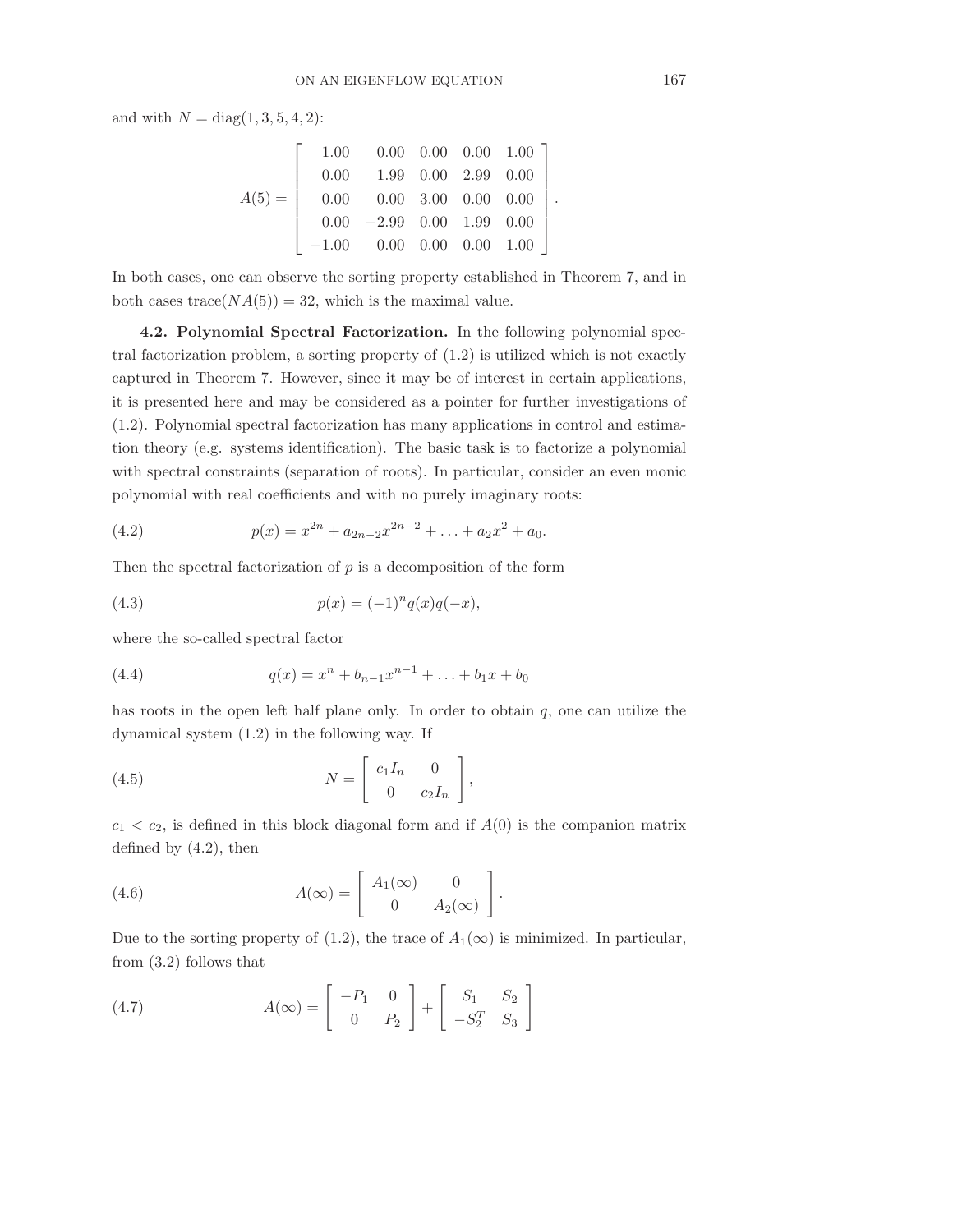and with $N = \text{diag}(1, 3, 5, 4, 2)$:

$$A(5) = \begin{bmatrix} 1.00 & 0.00 & 0.00 & 0.00 & 1.00 \\ 0.00 & 1.99 & 0.00 & 2.99 & 0.00 \\ 0.00 & 0.00 & 3.00 & 0.00 & 0.00 \\ 0.00 & -2.99 & 0.00 & 1.99 & 0.00 \\ -1.00 & 0.00 & 0.00 & 0.00 & 1.00 \end{bmatrix}.$$

In both cases, one can observe the sorting property established in Theorem 7, and in both cases $\text{trace}(NA(5)) = 32$, which is the maximal value.

**4.2. Polynomial Spectral Factorization.** In the following polynomial spectral factorization problem, a sorting property of (1.2) is utilized which is not exactly captured in Theorem 7. However, since it may be of interest in certain applications, it is presented here and may be considered as a pointer for further investigations of (1.2). Polynomial spectral factorization has many applications in control and estimation theory (e.g. systems identification). The basic task is to factorize a polynomial with spectral constraints (separation of roots). In particular, consider an even monic polynomial with real coefficients and with no purely imaginary roots:

$$p(x) = x^{2n} + a_{2n-2}x^{2n-2} + \ldots + a_2 x^2 + a_0. \tag{4.2}$$

Then the spectral factorization of $p$ is a decomposition of the form

$$p(x) = (-1)^n q(x)q(-x), \tag{4.3}$$

where the so-called spectral factor

$$q(x) = x^n + b_{n-1}x^{n-1} + \ldots + b_1 x + b_0 \tag{4.4}$$

has roots in the open left half plane only. In order to obtain $q$, one can utilize the dynamical system (1.2) in the following way. If

$$N = \begin{bmatrix} c_1 I_n & 0 \\ 0 & c_2 I_n \end{bmatrix}, \tag{4.5}$$

$c_1 < c_2$, is defined in this block diagonal form and if $A(0)$ is the companion matrix defined by (4.2), then

$$A(\infty) = \begin{bmatrix} A_1(\infty) & 0 \\ 0 & A_2(\infty) \end{bmatrix}. \tag{4.6}$$

Due to the sorting property of (1.2), the trace of $A_1(\infty)$ is minimized. In particular, from (3.2) follows that

$$A(\infty) = \begin{bmatrix} -P_1 & 0 \\ 0 & P_2 \end{bmatrix} + \begin{bmatrix} S_1 & S_2 \\ -S_2^T & S_3 \end{bmatrix} \tag{4.7}$$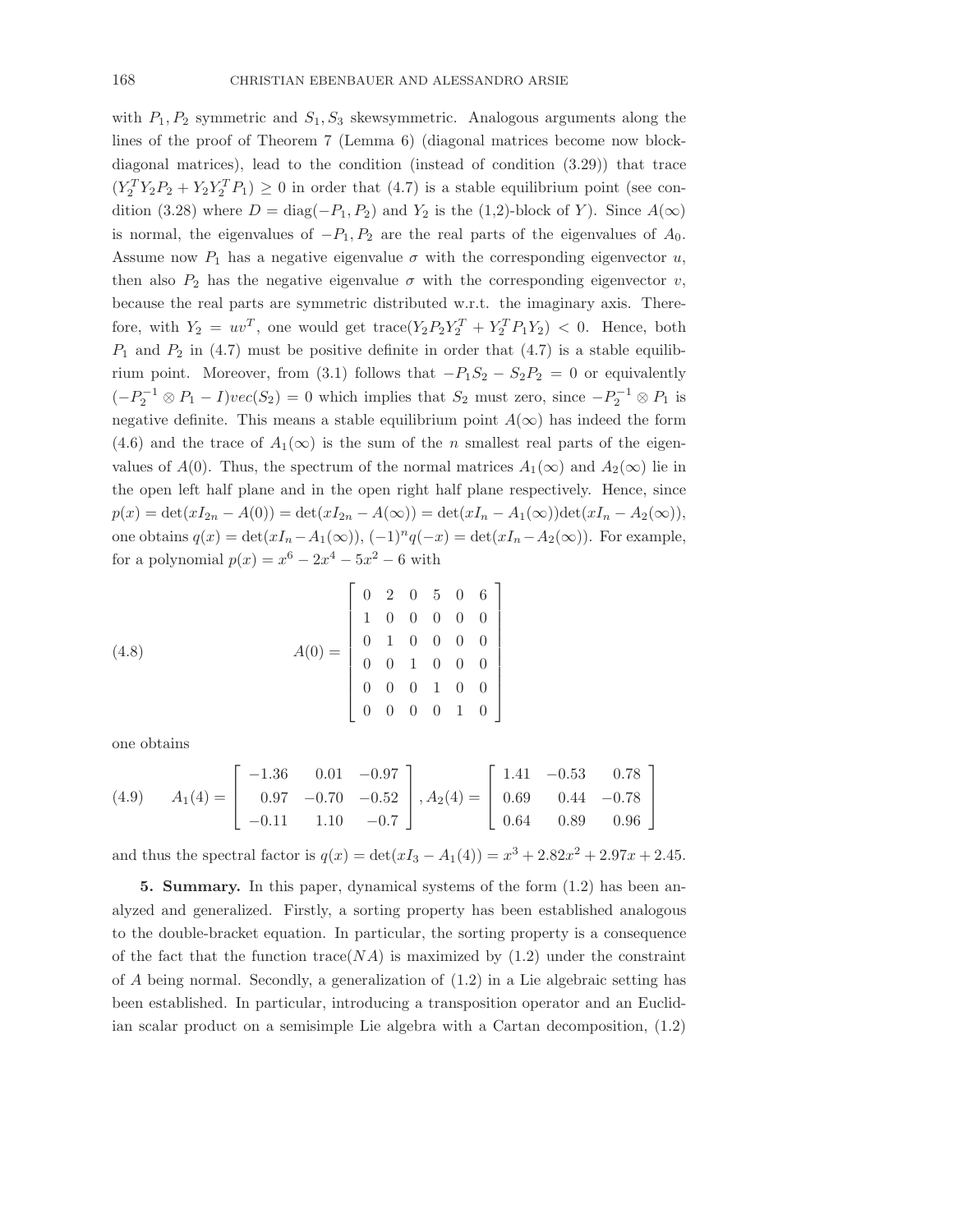with $P_1, P_2$ symmetric and $S_1, S_3$ skewsymmetric. Analogous arguments along the lines of the proof of Theorem 7 (Lemma 6) (diagonal matrices become now block-diagonal matrices), lead to the condition (instead of condition (3.29)) that trace $(Y_2^T Y_2 P_2 + Y_2 Y_2^T P_1) \geq 0$ in order that (4.7) is a stable equilibrium point (see condition (3.28) where $D = \text{diag}(-P_1, P_2)$ and $Y_2$ is the (1,2)-block of $Y$). Since $A(\infty)$ is normal, the eigenvalues of $-P_1, P_2$ are the real parts of the eigenvalues of $A_0$. Assume now $P_1$ has a negative eigenvalue $\sigma$ with the corresponding eigenvector $u$, then also $P_2$ has the negative eigenvalue $\sigma$ with the corresponding eigenvector $v$, because the real parts are symmetric distributed w.r.t. the imaginary axis. Therefore, with $Y_2 = uv^T$, one would get $\text{trace}(Y_2 P_2 Y_2^T + Y_2^T P_1 Y_2) < 0$. Hence, both $P_1$ and $P_2$ in (4.7) must be positive definite in order that (4.7) is a stable equilibrium point. Moreover, from (3.1) follows that $-P_1 S_2 - S_2 P_2 = 0$ or equivalently $(-P_2^{-1} \otimes P_1 - I)vec(S_2) = 0$ which implies that $S_2$ must zero, since $-P_2^{-1} \otimes P_1$ is negative definite. This means a stable equilibrium point $A(\infty)$ has indeed the form (4.6) and the trace of $A_1(\infty)$ is the sum of the $n$ smallest real parts of the eigenvalues of $A(0)$. Thus, the spectrum of the normal matrices $A_1(\infty)$ and $A_2(\infty)$ lie in the open left half plane and in the open right half plane respectively. Hence, since $p(x) = \det(xI_{2n} - A(0)) = \det(xI_{2n} - A(\infty)) = \det(xI_n - A_1(\infty))\det(xI_n - A_2(\infty))$, one obtains $q(x) = \det(xI_n - A_1(\infty))$, $(-1)^n q(-x) = \det(xI_n - A_2(\infty))$. For example, for a polynomial $p(x) = x^6 - 2x^4 - 5x^2 - 6$ with

$$
A(0) = \begin{bmatrix} 0 & 2 & 0 & 5 & 0 & 6 \\ 1 & 0 & 0 & 0 & 0 & 0 \\ 0 & 1 & 0 & 0 & 0 & 0 \\ 0 & 0 & 1 & 0 & 0 & 0 \\ 0 & 0 & 0 & 1 & 0 & 0 \\ 0 & 0 & 0 & 0 & 1 & 0 \end{bmatrix} \tag{4.8}
$$

one obtains

$$
A_1(4) = \begin{bmatrix} -1.36 & 0.01 & -0.97 \\ 0.97 & -0.70 & -0.52 \\ -0.11 & 1.10 & -0.7 \end{bmatrix}, A_2(4) = \begin{bmatrix} 1.41 & -0.53 & 0.78 \\ 0.69 & 0.44 & -0.78 \\ 0.64 & 0.89 & 0.96 \end{bmatrix} \tag{4.9}
$$

and thus the spectral factor is $q(x) = \det(xI_3 - A_1(4)) = x^3 + 2.82x^2 + 2.97x + 2.45$.

**5. Summary.** In this paper, dynamical systems of the form (1.2) has been analyzed and generalized. Firstly, a sorting property has been established analogous to the double-bracket equation. In particular, the sorting property is a consequence of the fact that the function trace$(NA)$ is maximized by (1.2) under the constraint of $A$ being normal. Secondly, a generalization of (1.2) in a Lie algebraic setting has been established. In particular, introducing a transposition operator and an Euclidian scalar product on a semisimple Lie algebra with a Cartan decomposition, (1.2)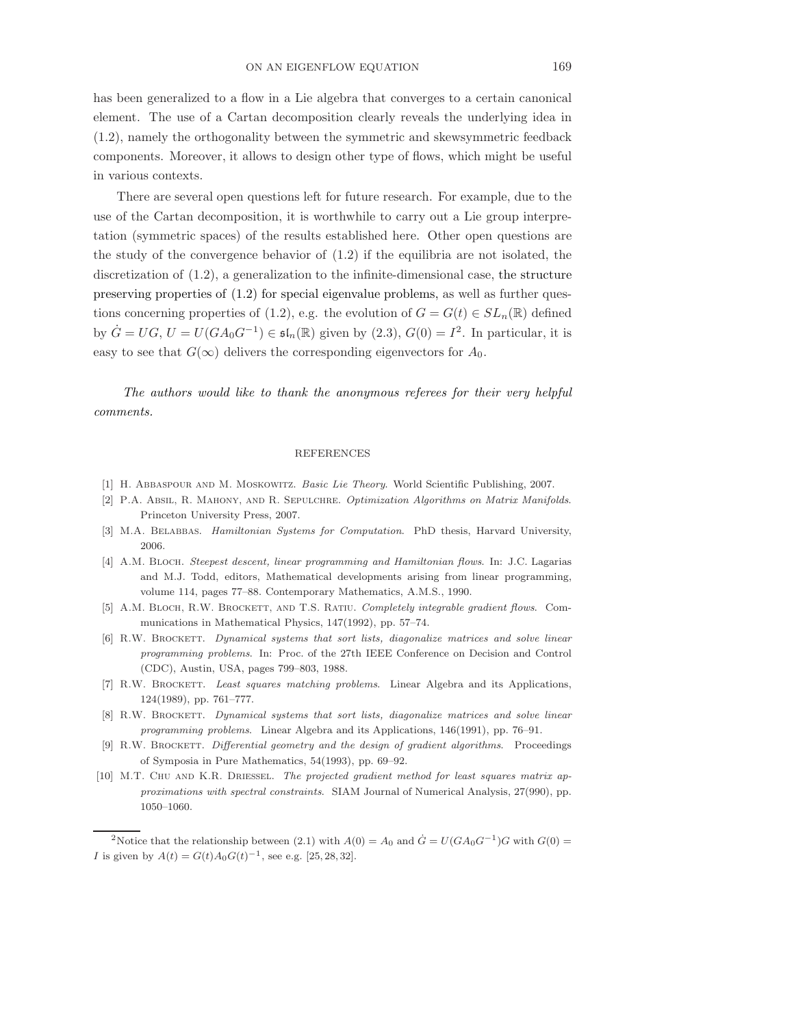has been generalized to a flow in a Lie algebra that converges to a certain canonical element. The use of a Cartan decomposition clearly reveals the underlying idea in (1.2), namely the orthogonality between the symmetric and skewsymmetric feedback components. Moreover, it allows to design other type of flows, which might be useful in various contexts.

There are several open questions left for future research. For example, due to the use of the Cartan decomposition, it is worthwhile to carry out a Lie group interpretation (symmetric spaces) of the results established here. Other open questions are the study of the convergence behavior of (1.2) if the equilibria are not isolated, the discretization of (1.2), a generalization to the infinite-dimensional case, the structure preserving properties of (1.2) for special eigenvalue problems, as well as further questions concerning properties of (1.2), e.g. the evolution of $G = G(t) \in SL_n(\mathbb{R})$ defined by $\dot{G} = UG$, $U = U(GA_0G^{-1}) \in \mathfrak{sl}_n(\mathbb{R})$ given by (2.3), $G(0) = I$[2]. In particular, it is easy to see that $G(\infty)$ delivers the corresponding eigenvectors for $A_0$.

*The authors would like to thank the anonymous referees for their very helpful comments.*

REFERENCES

[1] H. Abbaspour and M. Moskowitz. *Basic Lie Theory*. World Scientific Publishing, 2007.

[2] P.A. Absil, R. Mahony, and R. Sepulchre. *Optimization Algorithms on Matrix Manifolds*. Princeton University Press, 2007.

[3] M.A. Belabbas. *Hamiltonian Systems for Computation*. PhD thesis, Harvard University, 2006.

[4] A.M. Bloch. *Steepest descent, linear programming and Hamiltonian flows*. In: J.C. Lagarias and M.J. Todd, editors, Mathematical developments arising from linear programming, volume 114, pages 77–88. Contemporary Mathematics, A.M.S., 1990.

[5] A.M. Bloch, R.W. Brockett, and T.S. Ratiu. *Completely integrable gradient flows*. Communications in Mathematical Physics, 147(1992), pp. 57–74.

[6] R.W. Brockett. *Dynamical systems that sort lists, diagonalize matrices and solve linear programming problems*. In: Proc. of the 27th IEEE Conference on Decision and Control (CDC), Austin, USA, pages 799–803, 1988.

[7] R.W. Brockett. *Least squares matching problems*. Linear Algebra and its Applications, 124(1989), pp. 761–777.

[8] R.W. Brockett. *Dynamical systems that sort lists, diagonalize matrices and solve linear programming problems*. Linear Algebra and its Applications, 146(1991), pp. 76–91.

[9] R.W. Brockett. *Differential geometry and the design of gradient algorithms*. Proceedings of Symposia in Pure Mathematics, 54(1993), pp. 69–92.

[10] M.T. Chu and K.R. Driessel. *The projected gradient method for least squares matrix approximations with spectral constraints*. SIAM Journal of Numerical Analysis, 27(990), pp. 1050–1060.

[2] Notice that the relationship between (2.1) with $A(0) = A_0$ and $\dot{G} = U(GA_0G^{-1})G$ with $G(0) = I$ is given by $A(t) = G(t)A_0G(t)^{-1}$, see e.g. [25, 28, 32].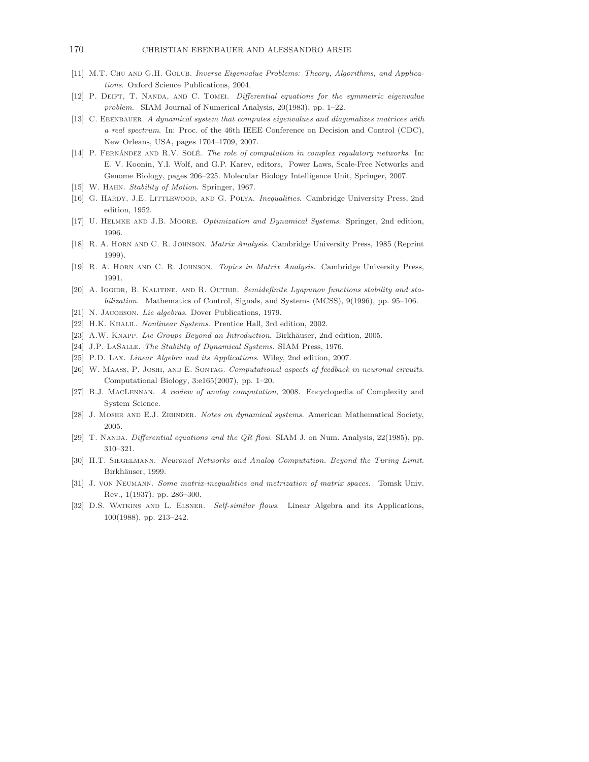[11] M.T. Chu and G.H. Golub. *Inverse Eigenvalue Problems: Theory, Algorithms, and Applications.* Oxford Science Publications, 2004.

[12] P. Deift, T. Nanda, and C. Tomei. *Differential equations for the symmetric eigenvalue problem.* SIAM Journal of Numerical Analysis, 20(1983), pp. 1–22.

[13] C. Ebenbauer. *A dynamical system that computes eigenvalues and diagonalizes matrices with a real spectrum.* In: Proc. of the 46th IEEE Conference on Decision and Control (CDC), New Orleans, USA, pages 1704–1709, 2007.

[14] P. Fernández and R.V. Solé. *The role of computation in complex regulatory networks.* In: E. V. Koonin, Y.I. Wolf, and G.P. Karev, editors, Power Laws, Scale-Free Networks and Genome Biology, pages 206–225. Molecular Biology Intelligence Unit, Springer, 2007.

[15] W. Hahn. *Stability of Motion.* Springer, 1967.

[16] G. Hardy, J.E. Littlewood, and G. Polya. *Inequalities.* Cambridge University Press, 2nd edition, 1952.

[17] U. Helmke and J.B. Moore. *Optimization and Dynamical Systems.* Springer, 2nd edition, 1996.

[18] R. A. Horn and C. R. Johnson. *Matrix Analysis.* Cambridge University Press, 1985 (Reprint 1999).

[19] R. A. Horn and C. R. Johnson. *Topics in Matrix Analysis.* Cambridge University Press, 1991.

[20] A. Iggidr, B. Kalitine, and R. Outbib. *Semidefinite Lyapunov functions stability and stabilization.* Mathematics of Control, Signals, and Systems (MCSS), 9(1996), pp. 95–106.

[21] N. Jacobson. *Lie algebras.* Dover Publications, 1979.

[22] H.K. Khalil. *Nonlinear Systems.* Prentice Hall, 3rd edition, 2002.

[23] A.W. Knapp. *Lie Groups Beyond an Introduction.* Birkhäuser, 2nd edition, 2005.

[24] J.P. LaSalle. *The Stability of Dynamical Systems.* SIAM Press, 1976.

[25] P.D. Lax. *Linear Algebra and its Applications.* Wiley, 2nd edition, 2007.

[26] W. Maass, P. Joshi, and E. Sontag. *Computational aspects of feedback in neuronal circuits.* Computational Biology, 3:e165(2007), pp. 1–20.

[27] B.J. MacLennan. *A review of analog computation*, 2008. Encyclopedia of Complexity and System Science.

[28] J. Moser and E.J. Zehnder. *Notes on dynamical systems.* American Mathematical Society, 2005.

[29] T. Nanda. *Differential equations and the QR flow.* SIAM J. on Num. Analysis, 22(1985), pp. 310–321.

[30] H.T. Siegelmann. *Neuronal Networks and Analog Computation. Beyond the Turing Limit.* Birkhäuser, 1999.

[31] J. von Neumann. *Some matrix-inequalities and metrization of matrix spaces.* Tomsk Univ. Rev., 1(1937), pp. 286–300.

[32] D.S. Watkins and L. Elsner. *Self-similar flows.* Linear Algebra and its Applications, 100(1988), pp. 213–242.